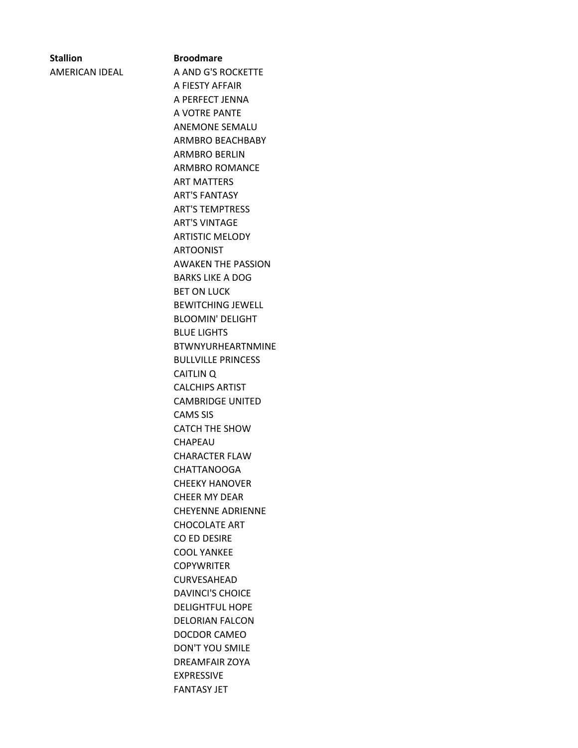| Stallion | Broodmare |
|---|---|
| AMERICAN IDEAL | A AND G'S ROCKETTE |
| | A FIESTY AFFAIR |
| | A PERFECT JENNA |
| | A VOTRE PANTE |
| | ANEMONE SEMALU |
| | ARMBRO BEACHBABY |
| | ARMBRO BERLIN |
| | ARMBRO ROMANCE |
| | ART MATTERS |
| | ART'S FANTASY |
| | ART'S TEMPTRESS |
| | ART'S VINTAGE |
| | ARTISTIC MELODY |
| | ARTOONIST |
| | AWAKEN THE PASSION |
| | BARKS LIKE A DOG |
| | BET ON LUCK |
| | BEWITCHING JEWELL |
| | BLOOMIN' DELIGHT |
| | BLUE LIGHTS |
| | BTWNYURHEARTNMINE |
| | BULLVILLE PRINCESS |
| | CAITLIN Q |
| | CALCHIPS ARTIST |
| | CAMBRIDGE UNITED |
| | CAMS SIS |
| | CATCH THE SHOW |
| | CHAPEAU |
| | CHARACTER FLAW |
| | CHATTANOOGA |
| | CHEEKY HANOVER |
| | CHEER MY DEAR |
| | CHEYENNE ADRIENNE |
| | CHOCOLATE ART |
| | CO ED DESIRE |
| | COOL YANKEE |
| | COPYWRITER |
| | CURVESAHEAD |
| | DAVINCI'S CHOICE |
| | DELIGHTFUL HOPE |
| | DELORIAN FALCON |
| | DOCDOR CAMEO |
| | DON'T YOU SMILE |
| | DREAMFAIR ZOYA |
| | EXPRESSIVE |
| | FANTASY JET |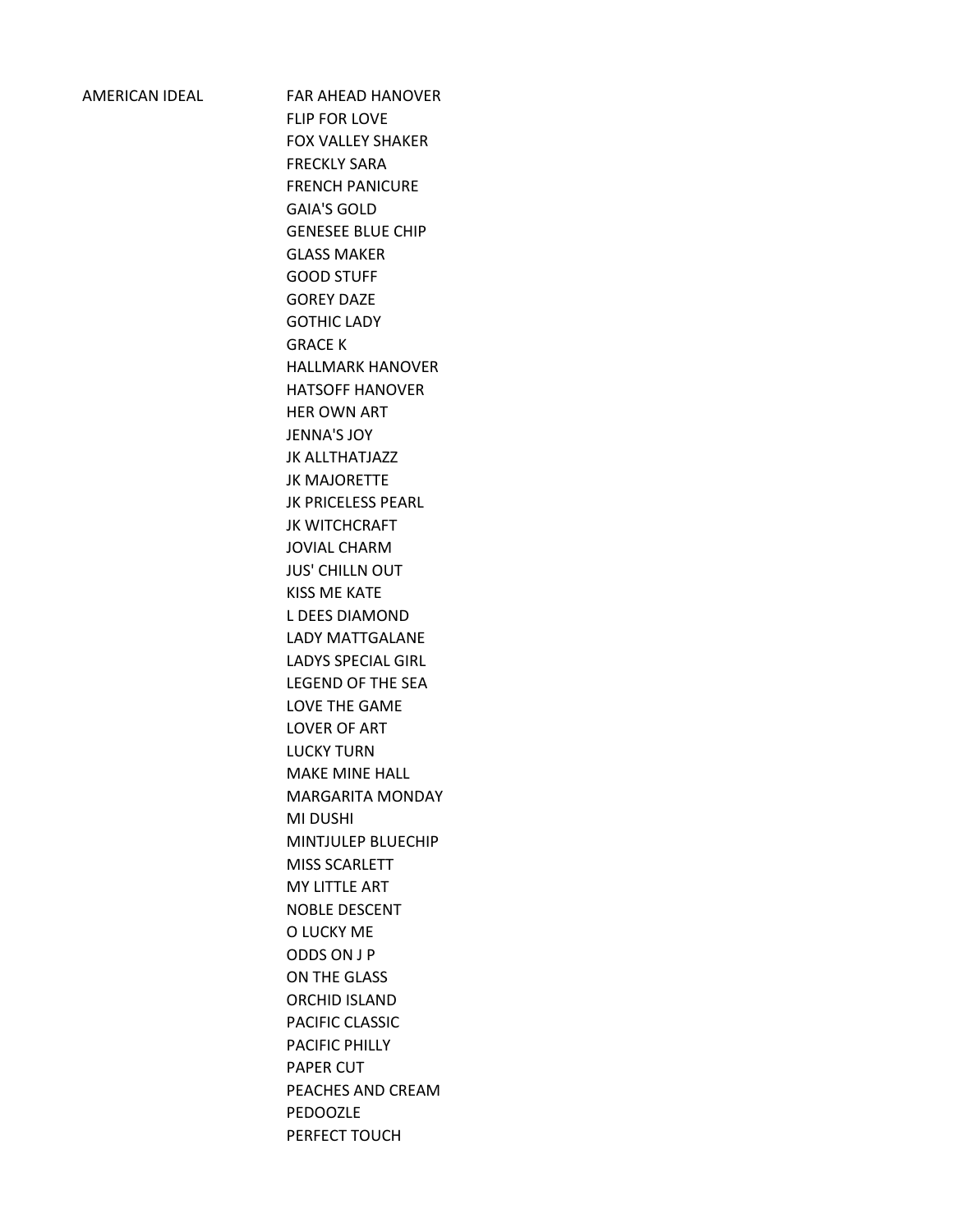| | |
|---|---|
| AMERICAN IDEAL | FAR AHEAD HANOVER |
| | FLIP FOR LOVE |
| | FOX VALLEY SHAKER |
| | FRECKLY SARA |
| | FRENCH PANICURE |
| | GAIA'S GOLD |
| | GENESEE BLUE CHIP |
| | GLASS MAKER |
| | GOOD STUFF |
| | GOREY DAZE |
| | GOTHIC LADY |
| | GRACE K |
| | HALLMARK HANOVER |
| | HATSOFF HANOVER |
| | HER OWN ART |
| | JENNA'S JOY |
| | JK ALLTHATJAZZ |
| | JK MAJORETTE |
| | JK PRICELESS PEARL |
| | JK WITCHCRAFT |
| | JOVIAL CHARM |
| | JUS' CHILLN OUT |
| | KISS ME KATE |
| | L DEES DIAMOND |
| | LADY MATTGALANE |
| | LADYS SPECIAL GIRL |
| | LEGEND OF THE SEA |
| | LOVE THE GAME |
| | LOVER OF ART |
| | LUCKY TURN |
| | MAKE MINE HALL |
| | MARGARITA MONDAY |
| | MI DUSHI |
| | MINTJULEP BLUECHIP |
| | MISS SCARLETT |
| | MY LITTLE ART |
| | NOBLE DESCENT |
| | O LUCKY ME |
| | ODDS ON J P |
| | ON THE GLASS |
| | ORCHID ISLAND |
| | PACIFIC CLASSIC |
| | PACIFIC PHILLY |
| | PAPER CUT |
| | PEACHES AND CREAM |
| | PEDOOZLE |
| | PERFECT TOUCH |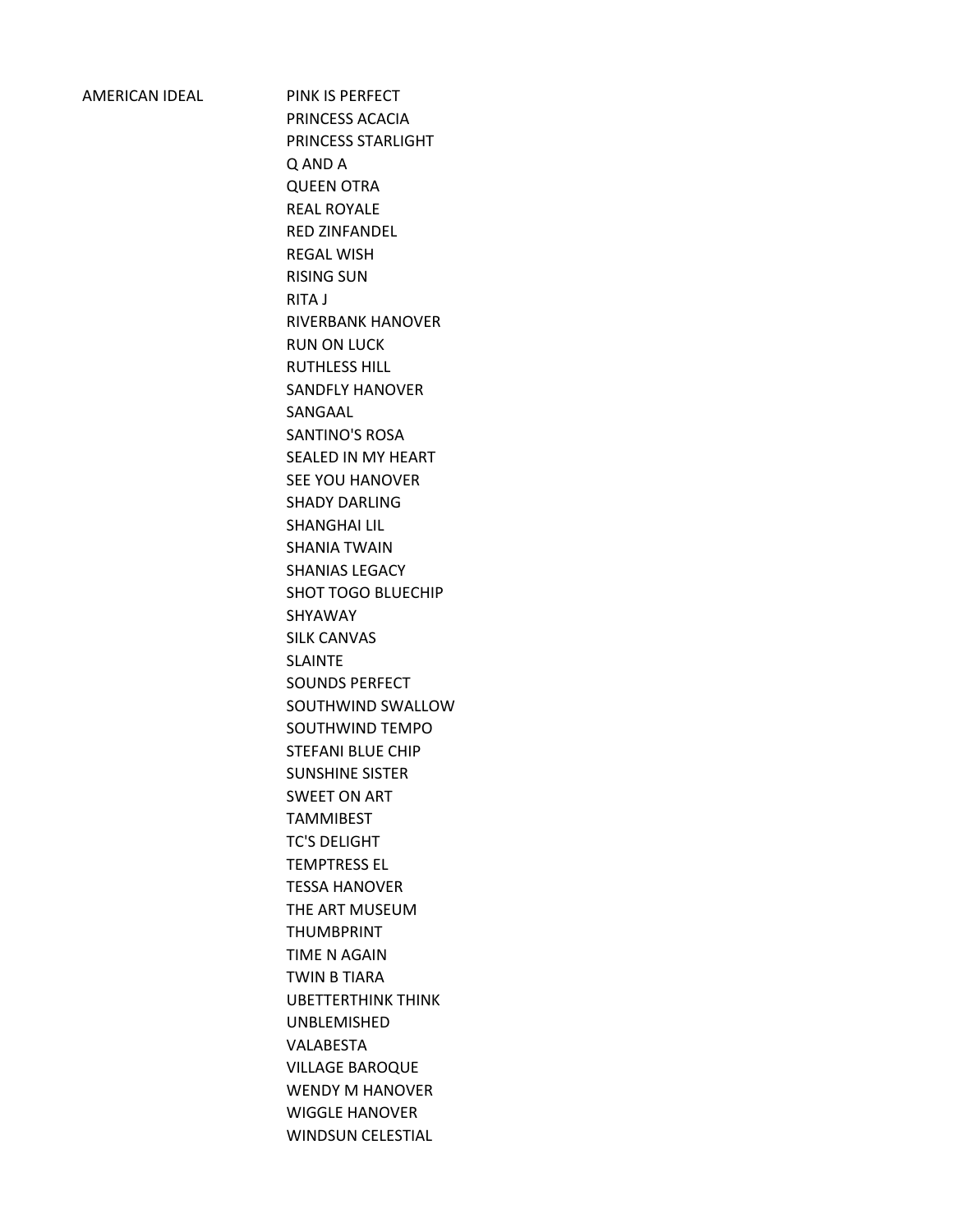| | |
|---|---|
| AMERICAN IDEAL | PINK IS PERFECT |
| | PRINCESS ACACIA |
| | PRINCESS STARLIGHT |
| | Q AND A |
| | QUEEN OTRA |
| | REAL ROYALE |
| | RED ZINFANDEL |
| | REGAL WISH |
| | RISING SUN |
| | RITA J |
| | RIVERBANK HANOVER |
| | RUN ON LUCK |
| | RUTHLESS HILL |
| | SANDFLY HANOVER |
| | SANGAAL |
| | SANTINO'S ROSA |
| | SEALED IN MY HEART |
| | SEE YOU HANOVER |
| | SHADY DARLING |
| | SHANGHAI LIL |
| | SHANIA TWAIN |
| | SHANIAS LEGACY |
| | SHOT TOGO BLUECHIP |
| | SHYAWAY |
| | SILK CANVAS |
| | SLAINTE |
| | SOUNDS PERFECT |
| | SOUTHWIND SWALLOW |
| | SOUTHWIND TEMPO |
| | STEFANI BLUE CHIP |
| | SUNSHINE SISTER |
| | SWEET ON ART |
| | TAMMIBEST |
| | TC'S DELIGHT |
| | TEMPTRESS EL |
| | TESSA HANOVER |
| | THE ART MUSEUM |
| | THUMBPRINT |
| | TIME N AGAIN |
| | TWIN B TIARA |
| | UBETTERTHINK THINK |
| | UNBLEMISHED |
| | VALABESTA |
| | VILLAGE BAROQUE |
| | WENDY M HANOVER |
| | WIGGLE HANOVER |
| | WINDSUN CELESTIAL |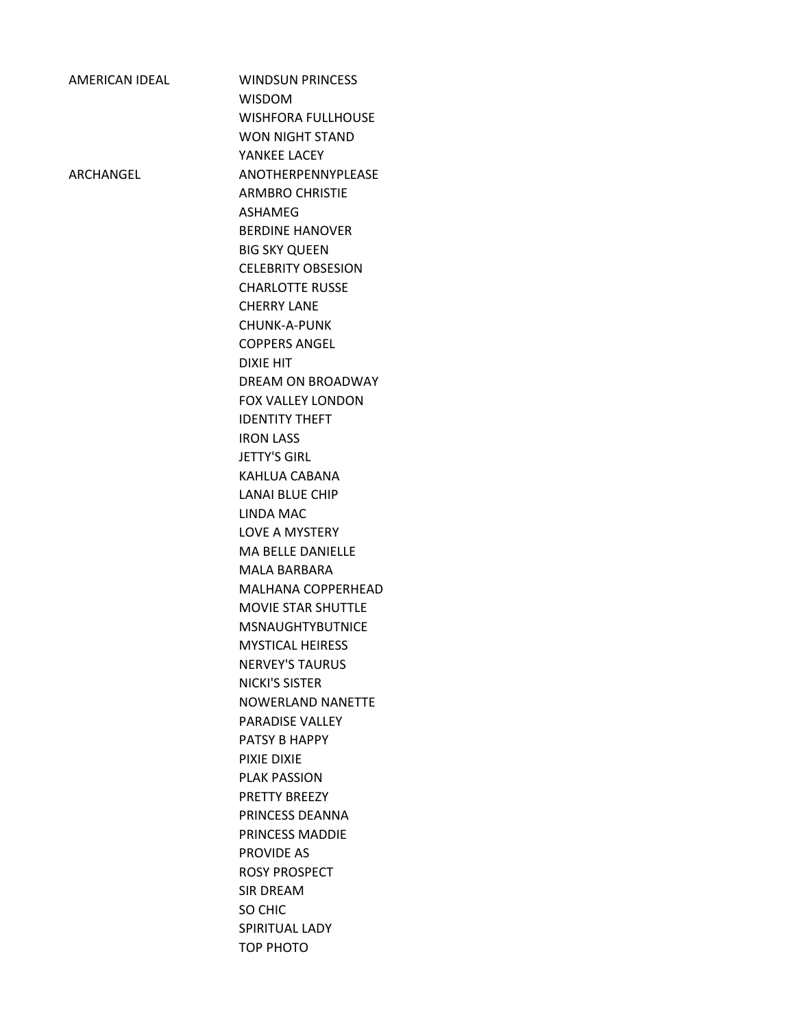| | |
|---|---|
| AMERICAN IDEAL | WINDSUN PRINCESS |
| | WISDOM |
| | WISHFORA FULLHOUSE |
| | WON NIGHT STAND |
| | YANKEE LACEY |
| ARCHANGEL | ANOTHERPENNYPLEASE |
| | ARMBRO CHRISTIE |
| | ASHAMEG |
| | BERDINE HANOVER |
| | BIG SKY QUEEN |
| | CELEBRITY OBSESION |
| | CHARLOTTE RUSSE |
| | CHERRY LANE |
| | CHUNK-A-PUNK |
| | COPPERS ANGEL |
| | DIXIE HIT |
| | DREAM ON BROADWAY |
| | FOX VALLEY LONDON |
| | IDENTITY THEFT |
| | IRON LASS |
| | JETTY'S GIRL |
| | KAHLUA CABANA |
| | LANAI BLUE CHIP |
| | LINDA MAC |
| | LOVE A MYSTERY |
| | MA BELLE DANIELLE |
| | MALA BARBARA |
| | MALHANA COPPERHEAD |
| | MOVIE STAR SHUTTLE |
| | MSNAUGHTYBUTNICE |
| | MYSTICAL HEIRESS |
| | NERVEY'S TAURUS |
| | NICKI'S SISTER |
| | NOWERLAND NANETTE |
| | PARADISE VALLEY |
| | PATSY B HAPPY |
| | PIXIE DIXIE |
| | PLAK PASSION |
| | PRETTY BREEZY |
| | PRINCESS DEANNA |
| | PRINCESS MADDIE |
| | PROVIDE AS |
| | ROSY PROSPECT |
| | SIR DREAM |
| | SO CHIC |
| | SPIRITUAL LADY |
| | TOP PHOTO |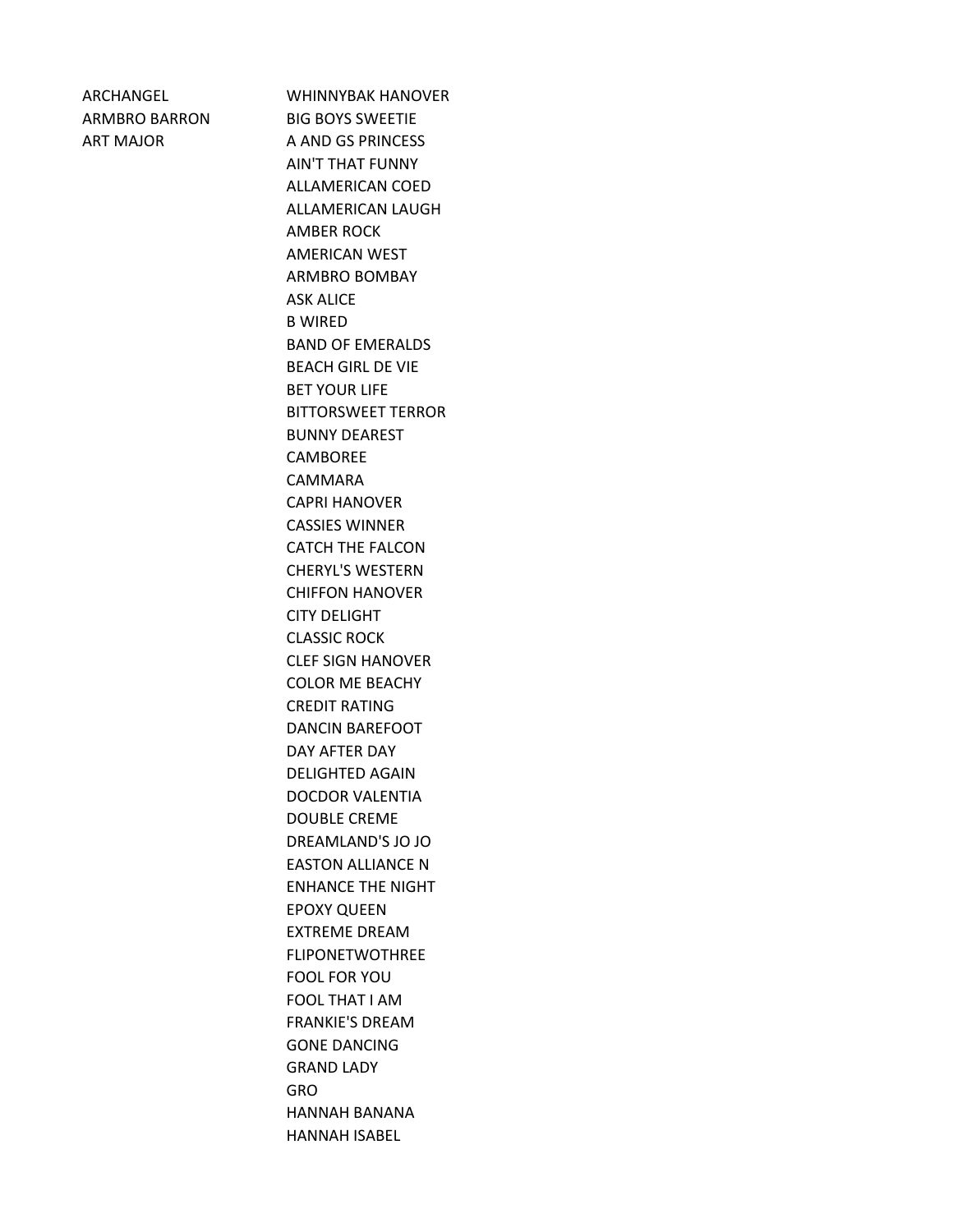| | |
|---|---|
| ARCHANGEL | WHINNYBAK HANOVER |
| ARMBRO BARRON | BIG BOYS SWEETIE |
| ART MAJOR | A AND GS PRINCESS |
| | AIN'T THAT FUNNY |
| | ALLAMERICAN COED |
| | ALLAMERICAN LAUGH |
| | AMBER ROCK |
| | AMERICAN WEST |
| | ARMBRO BOMBAY |
| | ASK ALICE |
| | B WIRED |
| | BAND OF EMERALDS |
| | BEACH GIRL DE VIE |
| | BET YOUR LIFE |
| | BITTORSWEET TERROR |
| | BUNNY DEAREST |
| | CAMBOREE |
| | CAMMARA |
| | CAPRI HANOVER |
| | CASSIES WINNER |
| | CATCH THE FALCON |
| | CHERYL'S WESTERN |
| | CHIFFON HANOVER |
| | CITY DELIGHT |
| | CLASSIC ROCK |
| | CLEF SIGN HANOVER |
| | COLOR ME BEACHY |
| | CREDIT RATING |
| | DANCIN BAREFOOT |
| | DAY AFTER DAY |
| | DELIGHTED AGAIN |
| | DOCDOR VALENTIA |
| | DOUBLE CREME |
| | DREAMLAND'S JO JO |
| | EASTON ALLIANCE N |
| | ENHANCE THE NIGHT |
| | EPOXY QUEEN |
| | EXTREME DREAM |
| | FLIPONETWOTHREE |
| | FOOL FOR YOU |
| | FOOL THAT I AM |
| | FRANKIE'S DREAM |
| | GONE DANCING |
| | GRAND LADY |
| | GRO |
| | HANNAH BANANA |
| | HANNAH ISABEL |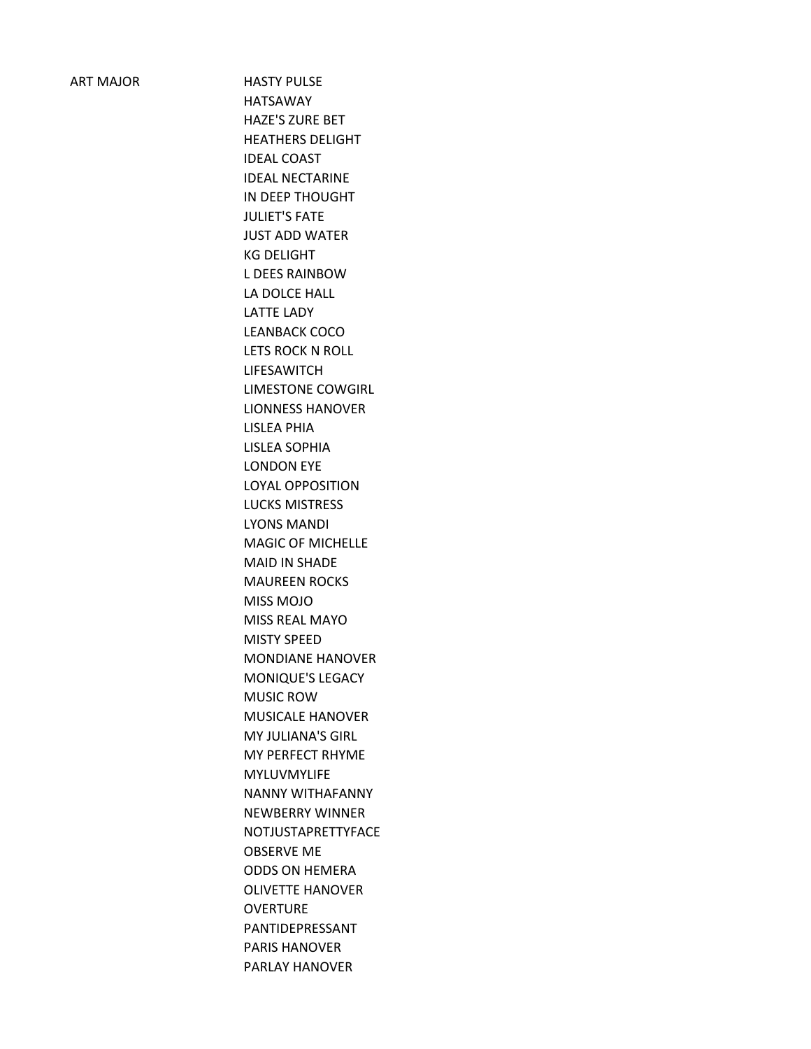| | |
|---|---|
| ART MAJOR | HASTY PULSE |
| | HATSAWAY |
| | HAZE'S ZURE BET |
| | HEATHERS DELIGHT |
| | IDEAL COAST |
| | IDEAL NECTARINE |
| | IN DEEP THOUGHT |
| | JULIET'S FATE |
| | JUST ADD WATER |
| | KG DELIGHT |
| | L DEES RAINBOW |
| | LA DOLCE HALL |
| | LATTE LADY |
| | LEANBACK COCO |
| | LETS ROCK N ROLL |
| | LIFESAWITCH |
| | LIMESTONE COWGIRL |
| | LIONNESS HANOVER |
| | LISLEA PHIA |
| | LISLEA SOPHIA |
| | LONDON EYE |
| | LOYAL OPPOSITION |
| | LUCKS MISTRESS |
| | LYONS MANDI |
| | MAGIC OF MICHELLE |
| | MAID IN SHADE |
| | MAUREEN ROCKS |
| | MISS MOJO |
| | MISS REAL MAYO |
| | MISTY SPEED |
| | MONDIANE HANOVER |
| | MONIQUE'S LEGACY |
| | MUSIC ROW |
| | MUSICALE HANOVER |
| | MY JULIANA'S GIRL |
| | MY PERFECT RHYME |
| | MYLUVMYLIFE |
| | NANNY WITHAFANNY |
| | NEWBERRY WINNER |
| | NOTJUSTAPRETTYFACE |
| | OBSERVE ME |
| | ODDS ON HEMERA |
| | OLIVETTE HANOVER |
| | OVERTURE |
| | PANTIDEPRESSANT |
| | PARIS HANOVER |
| | PARLAY HANOVER |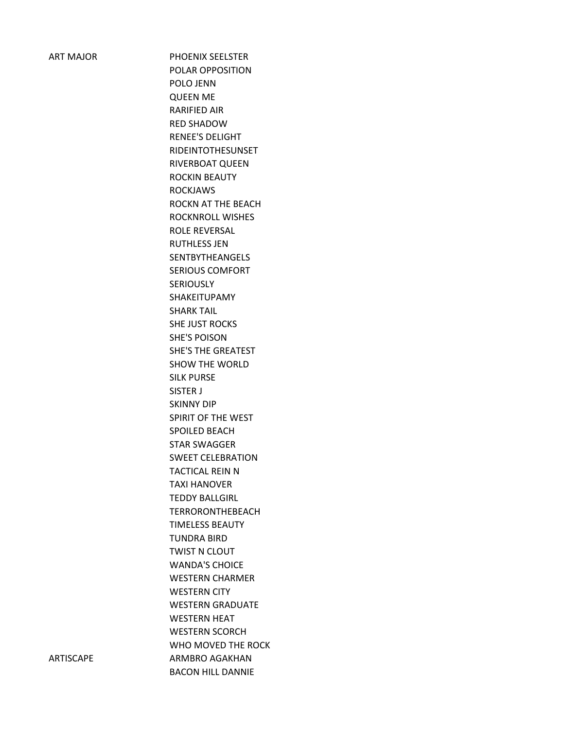| | |
|---|---|
| ART MAJOR | PHOENIX SEELSTER |
| | POLAR OPPOSITION |
| | POLO JENN |
| | QUEEN ME |
| | RARIFIED AIR |
| | RED SHADOW |
| | RENEE'S DELIGHT |
| | RIDEINTOTHESUNSET |
| | RIVERBOAT QUEEN |
| | ROCKIN BEAUTY |
| | ROCKJAWS |
| | ROCKN AT THE BEACH |
| | ROCKNROLL WISHES |
| | ROLE REVERSAL |
| | RUTHLESS JEN |
| | SENTBYTHEANGELS |
| | SERIOUS COMFORT |
| | SERIOUSLY |
| | SHAKEITUPAMY |
| | SHARK TAIL |
| | SHE JUST ROCKS |
| | SHE'S POISON |
| | SHE'S THE GREATEST |
| | SHOW THE WORLD |
| | SILK PURSE |
| | SISTER J |
| | SKINNY DIP |
| | SPIRIT OF THE WEST |
| | SPOILED BEACH |
| | STAR SWAGGER |
| | SWEET CELEBRATION |
| | TACTICAL REIN N |
| | TAXI HANOVER |
| | TEDDY BALLGIRL |
| | TERRORONTHEBEACH |
| | TIMELESS BEAUTY |
| | TUNDRA BIRD |
| | TWIST N CLOUT |
| | WANDA'S CHOICE |
| | WESTERN CHARMER |
| | WESTERN CITY |
| | WESTERN GRADUATE |
| | WESTERN HEAT |
| | WESTERN SCORCH |
| | WHO MOVED THE ROCK |
| ARTISCAPE | ARMBRO AGAKHAN |
| | BACON HILL DANNIE |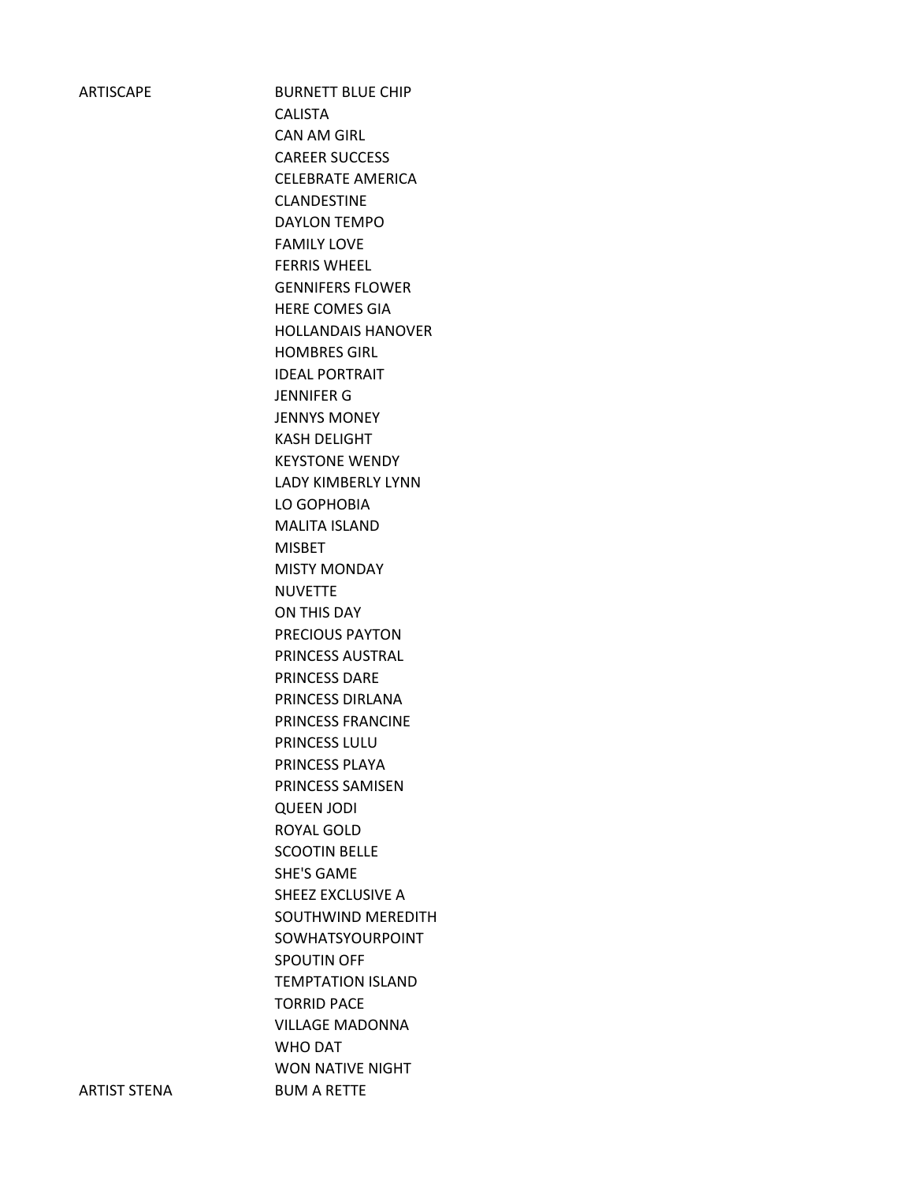| | |
|---|---|
| ARTISCAPE | BURNETT BLUE CHIP |
| | CALISTA |
| | CAN AM GIRL |
| | CAREER SUCCESS |
| | CELEBRATE AMERICA |
| | CLANDESTINE |
| | DAYLON TEMPO |
| | FAMILY LOVE |
| | FERRIS WHEEL |
| | GENNIFERS FLOWER |
| | HERE COMES GIA |
| | HOLLANDAIS HANOVER |
| | HOMBRES GIRL |
| | IDEAL PORTRAIT |
| | JENNIFER G |
| | JENNYS MONEY |
| | KASH DELIGHT |
| | KEYSTONE WENDY |
| | LADY KIMBERLY LYNN |
| | LO GOPHOBIA |
| | MALITA ISLAND |
| | MISBET |
| | MISTY MONDAY |
| | NUVETTE |
| | ON THIS DAY |
| | PRECIOUS PAYTON |
| | PRINCESS AUSTRAL |
| | PRINCESS DARE |
| | PRINCESS DIRLANA |
| | PRINCESS FRANCINE |
| | PRINCESS LULU |
| | PRINCESS PLAYA |
| | PRINCESS SAMISEN |
| | QUEEN JODI |
| | ROYAL GOLD |
| | SCOOTIN BELLE |
| | SHE'S GAME |
| | SHEEZ EXCLUSIVE A |
| | SOUTHWIND MEREDITH |
| | SOWHATSYOURPOINT |
| | SPOUTIN OFF |
| | TEMPTATION ISLAND |
| | TORRID PACE |
| | VILLAGE MADONNA |
| | WHO DAT |
| | WON NATIVE NIGHT |
| ARTIST STENA | BUM A RETTE |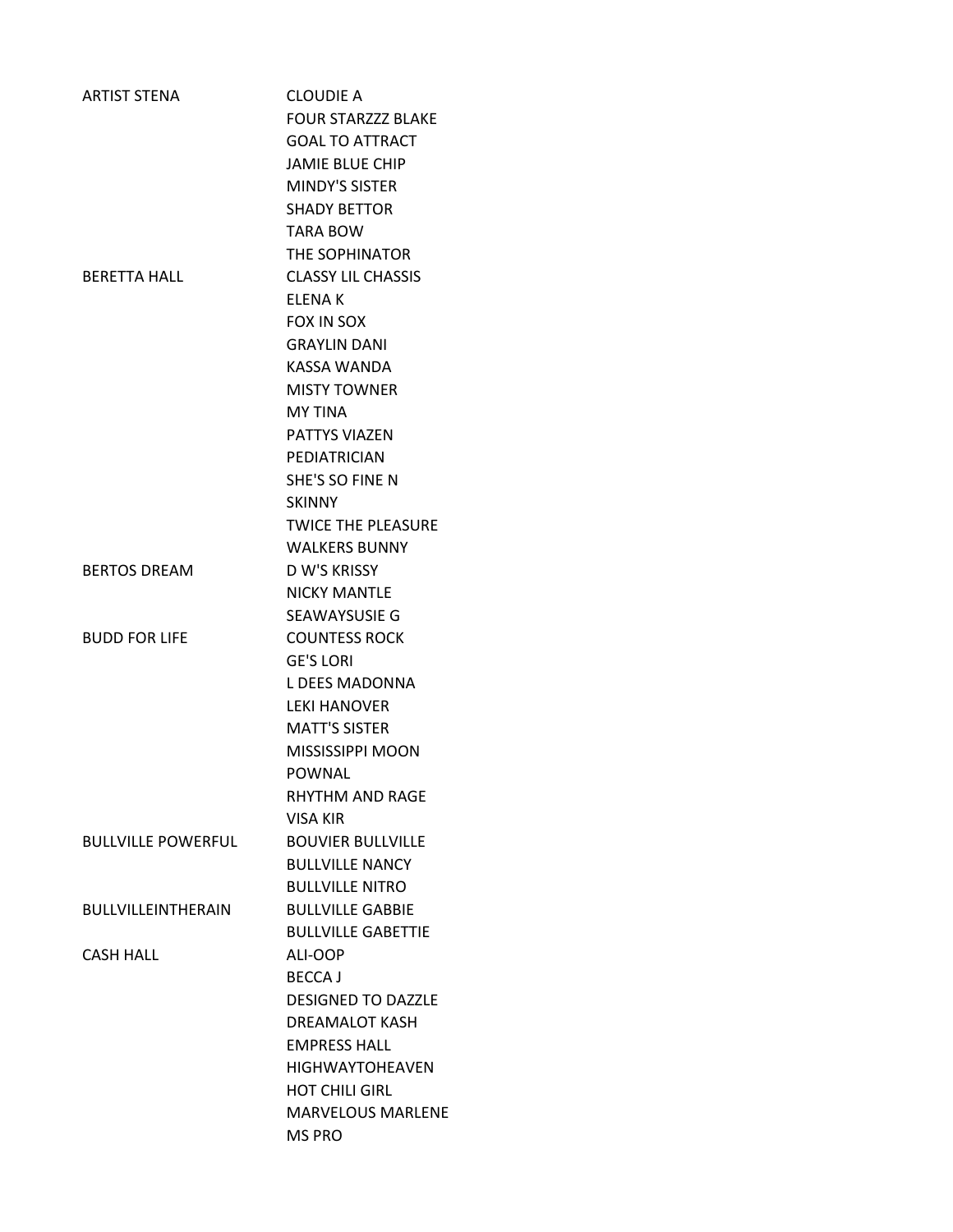| | |
|---|---|
| ARTIST STENA | CLOUDIE A |
| | FOUR STARZZZ BLAKE |
| | GOAL TO ATTRACT |
| | JAMIE BLUE CHIP |
| | MINDY'S SISTER |
| | SHADY BETTOR |
| | TARA BOW |
| | THE SOPHINATOR |
| BERETTA HALL | CLASSY LIL CHASSIS |
| | ELENA K |
| | FOX IN SOX |
| | GRAYLIN DANI |
| | KASSA WANDA |
| | MISTY TOWNER |
| | MY TINA |
| | PATTYS VIAZEN |
| | PEDIATRICIAN |
| | SHE'S SO FINE N |
| | SKINNY |
| | TWICE THE PLEASURE |
| | WALKERS BUNNY |
| BERTOS DREAM | D W'S KRISSY |
| | NICKY MANTLE |
| | SEAWAYSUSIE G |
| BUDD FOR LIFE | COUNTESS ROCK |
| | GE'S LORI |
| | L DEES MADONNA |
| | LEKI HANOVER |
| | MATT'S SISTER |
| | MISSISSIPPI MOON |
| | POWNAL |
| | RHYTHM AND RAGE |
| | VISA KIR |
| BULLVILLE POWERFUL | BOUVIER BULLVILLE |
| | BULLVILLE NANCY |
| | BULLVILLE NITRO |
| BULLVILLEINTHERAIN | BULLVILLE GABBIE |
| | BULLVILLE GABETTIE |
| CASH HALL | ALI-OOP |
| | BECCA J |
| | DESIGNED TO DAZZLE |
| | DREAMALOT KASH |
| | EMPRESS HALL |
| | HIGHWAYTOHEAVEN |
| | HOT CHILI GIRL |
| | MARVELOUS MARLENE |
| | MS PRO |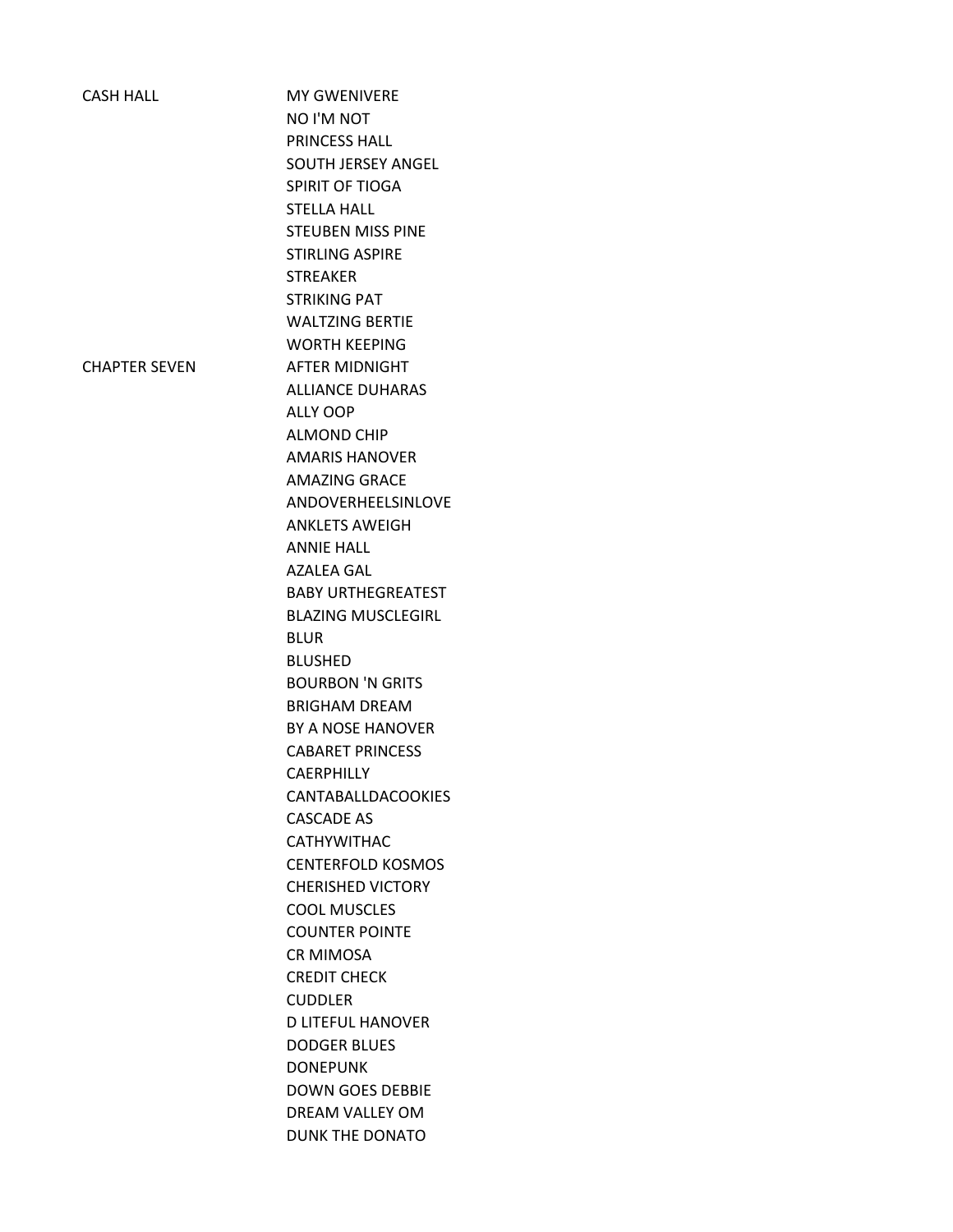| | |
|---|---|
| CASH HALL | MY GWENIVERE |
| | NO I'M NOT |
| | PRINCESS HALL |
| | SOUTH JERSEY ANGEL |
| | SPIRIT OF TIOGA |
| | STELLA HALL |
| | STEUBEN MISS PINE |
| | STIRLING ASPIRE |
| | STREAKER |
| | STRIKING PAT |
| | WALTZING BERTIE |
| | WORTH KEEPING |
| CHAPTER SEVEN | AFTER MIDNIGHT |
| | ALLIANCE DUHARAS |
| | ALLY OOP |
| | ALMOND CHIP |
| | AMARIS HANOVER |
| | AMAZING GRACE |
| | ANDOVERHEELSINLOVE |
| | ANKLETS AWEIGH |
| | ANNIE HALL |
| | AZALEA GAL |
| | BABY URTHEGREATEST |
| | BLAZING MUSCLEGIRL |
| | BLUR |
| | BLUSHED |
| | BOURBON 'N GRITS |
| | BRIGHAM DREAM |
| | BY A NOSE HANOVER |
| | CABARET PRINCESS |
| | CAERPHILLY |
| | CANTABALLDACOOKIES |
| | CASCADE AS |
| | CATHYWITHAC |
| | CENTERFOLD KOSMOS |
| | CHERISHED VICTORY |
| | COOL MUSCLES |
| | COUNTER POINTE |
| | CR MIMOSA |
| | CREDIT CHECK |
| | CUDDLER |
| | D LITEFUL HANOVER |
| | DODGER BLUES |
| | DONEPUNK |
| | DOWN GOES DEBBIE |
| | DREAM VALLEY OM |
| | DUNK THE DONATO |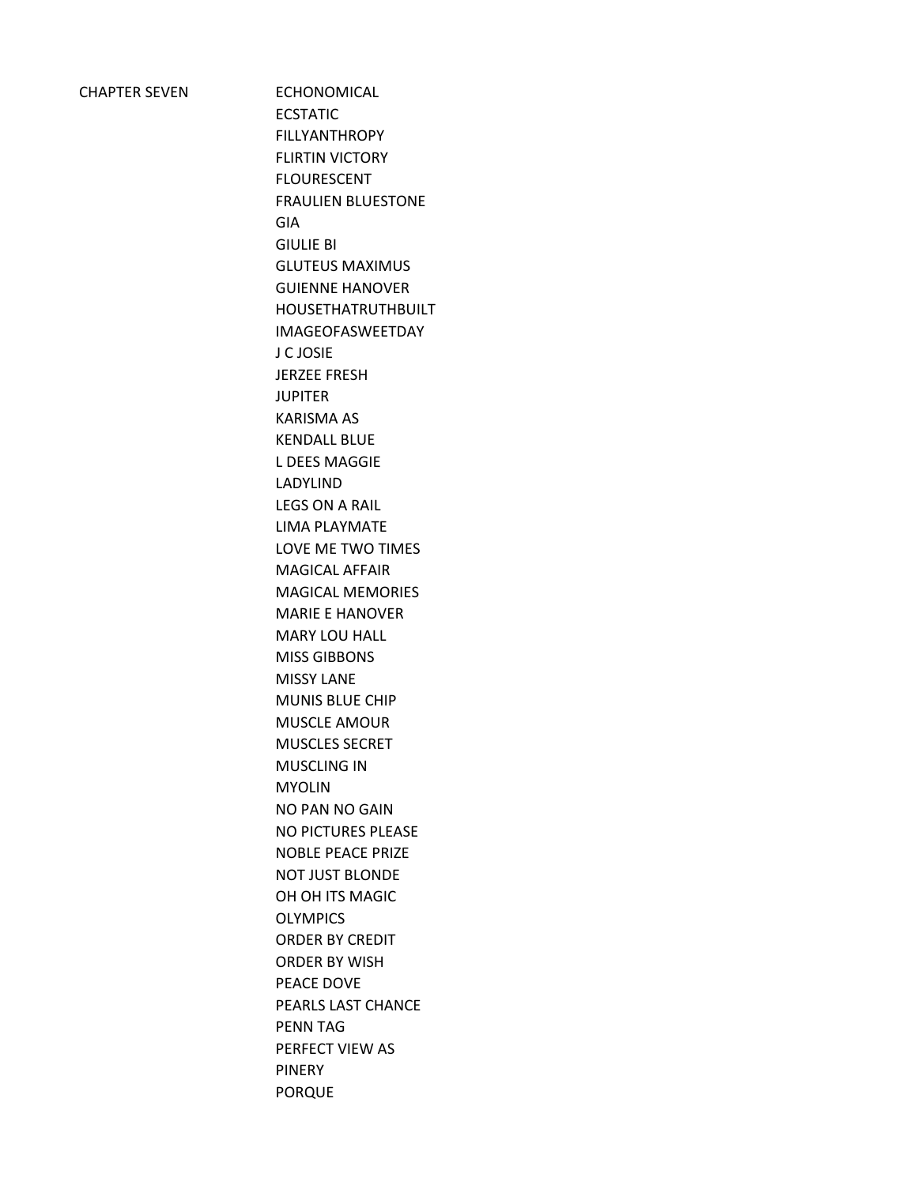CHAPTER SEVEN

ECHONOMICAL
ECSTATIC
FILLYANTHROPY
FLIRTIN VICTORY
FLOURESCENT
FRAULIEN BLUESTONE
GIA
GIULIE BI
GLUTEUS MAXIMUS
GUIENNE HANOVER
HOUSETHATRUTHBUILT
IMAGEOFASWEETDAY
J C JOSIE
JERZEE FRESH
JUPITER
KARISMA AS
KENDALL BLUE
L DEES MAGGIE
LADYLIND
LEGS ON A RAIL
LIMA PLAYMATE
LOVE ME TWO TIMES
MAGICAL AFFAIR
MAGICAL MEMORIES
MARIE E HANOVER
MARY LOU HALL
MISS GIBBONS
MISSY LANE
MUNIS BLUE CHIP
MUSCLE AMOUR
MUSCLES SECRET
MUSCLING IN
MYOLIN
NO PAN NO GAIN
NO PICTURES PLEASE
NOBLE PEACE PRIZE
NOT JUST BLONDE
OH OH ITS MAGIC
OLYMPICS
ORDER BY CREDIT
ORDER BY WISH
PEACE DOVE
PEARLS LAST CHANCE
PENN TAG
PERFECT VIEW AS
PINERY
PORQUE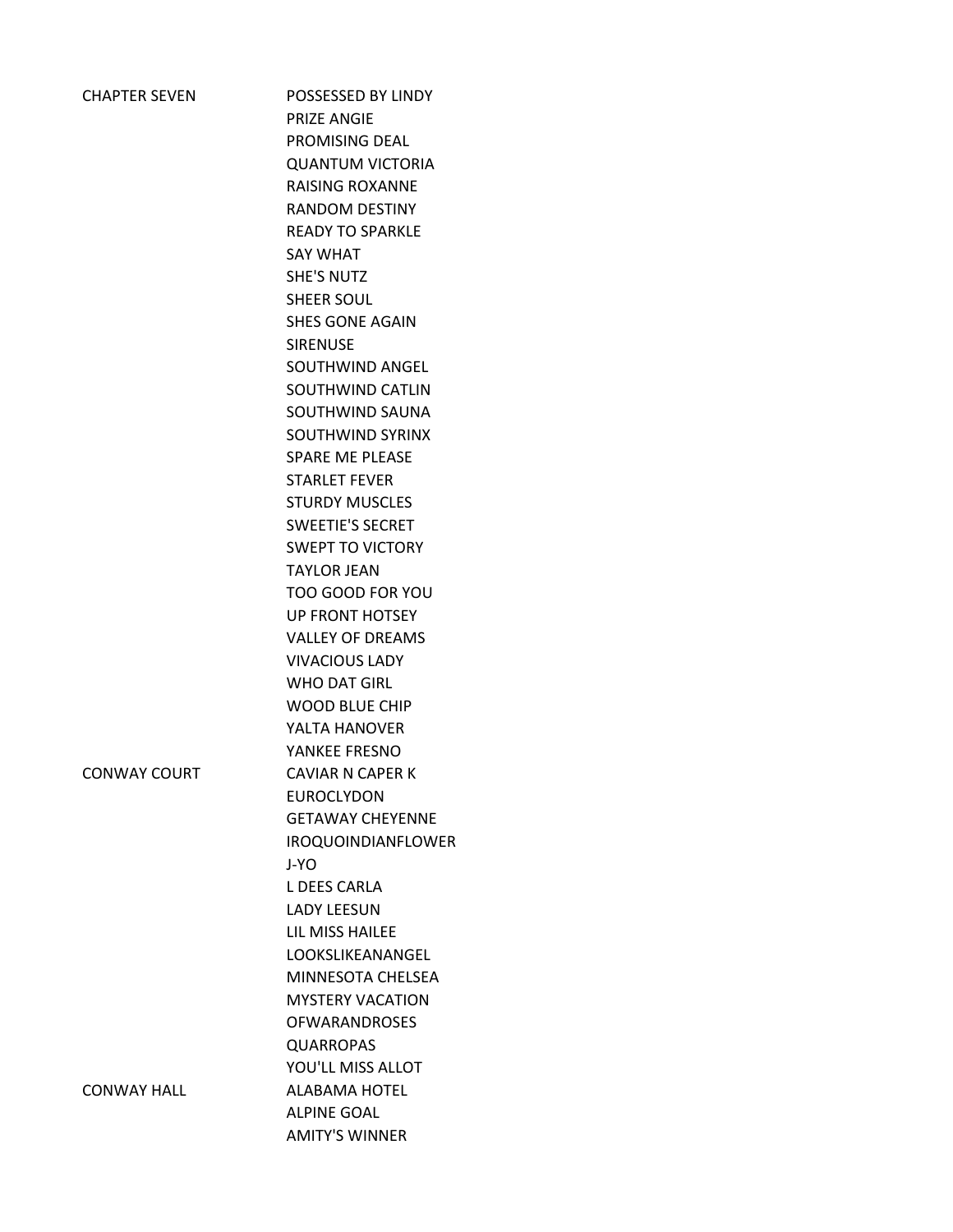| | |
|---|---|
| CHAPTER SEVEN | POSSESSED BY LINDY |
| | PRIZE ANGIE |
| | PROMISING DEAL |
| | QUANTUM VICTORIA |
| | RAISING ROXANNE |
| | RANDOM DESTINY |
| | READY TO SPARKLE |
| | SAY WHAT |
| | SHE'S NUTZ |
| | SHEER SOUL |
| | SHES GONE AGAIN |
| | SIRENUSE |
| | SOUTHWIND ANGEL |
| | SOUTHWIND CATLIN |
| | SOUTHWIND SAUNA |
| | SOUTHWIND SYRINX |
| | SPARE ME PLEASE |
| | STARLET FEVER |
| | STURDY MUSCLES |
| | SWEETIE'S SECRET |
| | SWEPT TO VICTORY |
| | TAYLOR JEAN |
| | TOO GOOD FOR YOU |
| | UP FRONT HOTSEY |
| | VALLEY OF DREAMS |
| | VIVACIOUS LADY |
| | WHO DAT GIRL |
| | WOOD BLUE CHIP |
| | YALTA HANOVER |
| | YANKEE FRESNO |
| CONWAY COURT | CAVIAR N CAPER K |
| | EUROCLYDON |
| | GETAWAY CHEYENNE |
| | IROQUOINDIANFLOWER |
| | J-YO |
| | L DEES CARLA |
| | LADY LEESUN |
| | LIL MISS HAILEE |
| | LOOKSLIKEANANGEL |
| | MINNESOTA CHELSEA |
| | MYSTERY VACATION |
| | OFWARANDROSES |
| | QUARROPAS |
| | YOU'LL MISS ALLOT |
| CONWAY HALL | ALABAMA HOTEL |
| | ALPINE GOAL |
| | AMITY'S WINNER |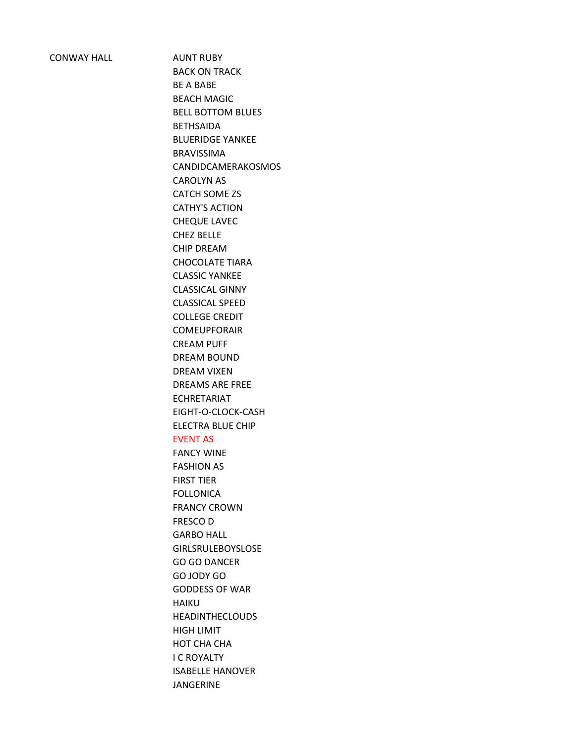| CONWAY HALL | AUNT RUBY |
|---|---|
| | BACK ON TRACK |
| | BE A BABE |
| | BEACH MAGIC |
| | BELL BOTTOM BLUES |
| | BETHSAIDA |
| | BLUERIDGE YANKEE |
| | BRAVISSIMA |
| | CANDIDCAMERAKOSMOS |
| | CAROLYN AS |
| | CATCH SOME ZS |
| | CATHY'S ACTION |
| | CHEQUE LAVEC |
| | CHEZ BELLE |
| | CHIP DREAM |
| | CHOCOLATE TIARA |
| | CLASSIC YANKEE |
| | CLASSICAL GINNY |
| | CLASSICAL SPEED |
| | COLLEGE CREDIT |
| | COMEUPFORAIR |
| | CREAM PUFF |
| | DREAM BOUND |
| | DREAM VIXEN |
| | DREAMS ARE FREE |
| | ECHRETARIAT |
| | EIGHT-O-CLOCK-CASH |
| | ELECTRA BLUE CHIP |
| | EVENT AS |
| | FANCY WINE |
| | FASHION AS |
| | FIRST TIER |
| | FOLLONICA |
| | FRANCY CROWN |
| | FRESCO D |
| | GARBO HALL |
| | GIRLSRULEBOYSLOSE |
| | GO GO DANCER |
| | GO JODY GO |
| | GODDESS OF WAR |
| | HAIKU |
| | HEADINTHECLOUDS |
| | HIGH LIMIT |
| | HOT CHA CHA |
| | I C ROYALTY |
| | ISABELLE HANOVER |
| | JANGERINE |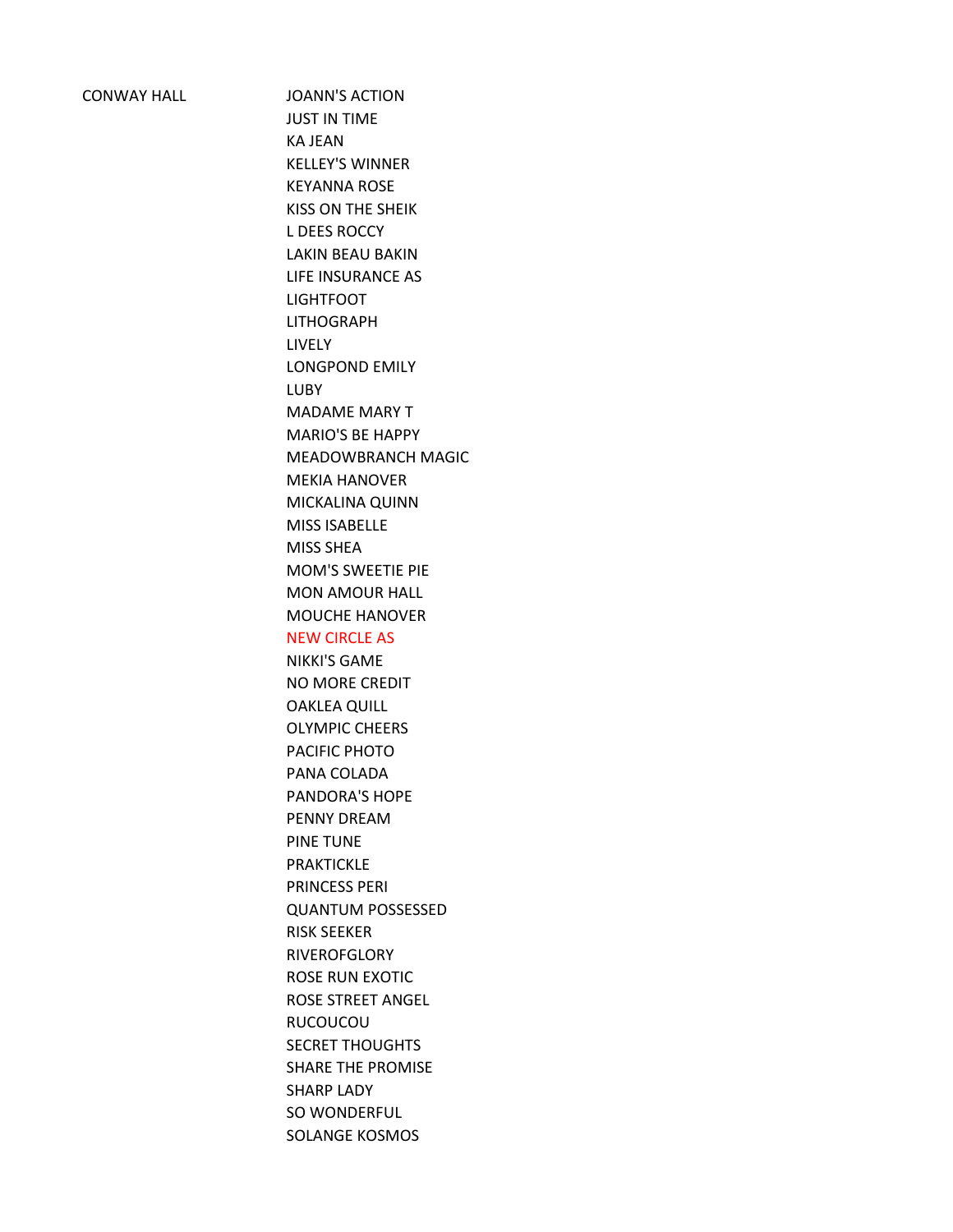| CONWAY HALL | JOANN'S ACTION |
|---|---|
| | JUST IN TIME |
| | KA JEAN |
| | KELLEY'S WINNER |
| | KEYANNA ROSE |
| | KISS ON THE SHEIK |
| | L DEES ROCCY |
| | LAKIN BEAU BAKIN |
| | LIFE INSURANCE AS |
| | LIGHTFOOT |
| | LITHOGRAPH |
| | LIVELY |
| | LONGPOND EMILY |
| | LUBY |
| | MADAME MARY T |
| | MARIO'S BE HAPPY |
| | MEADOWBRANCH MAGIC |
| | MEKIA HANOVER |
| | MICKALINA QUINN |
| | MISS ISABELLE |
| | MISS SHEA |
| | MOM'S SWEETIE PIE |
| | MON AMOUR HALL |
| | MOUCHE HANOVER |
| | NEW CIRCLE AS |
| | NIKKI'S GAME |
| | NO MORE CREDIT |
| | OAKLEA QUILL |
| | OLYMPIC CHEERS |
| | PACIFIC PHOTO |
| | PANA COLADA |
| | PANDORA'S HOPE |
| | PENNY DREAM |
| | PINE TUNE |
| | PRAKTICKLE |
| | PRINCESS PERI |
| | QUANTUM POSSESSED |
| | RISK SEEKER |
| | RIVEROFGLORY |
| | ROSE RUN EXOTIC |
| | ROSE STREET ANGEL |
| | RUCOUCOU |
| | SECRET THOUGHTS |
| | SHARE THE PROMISE |
| | SHARP LADY |
| | SO WONDERFUL |
| | SOLANGE KOSMOS |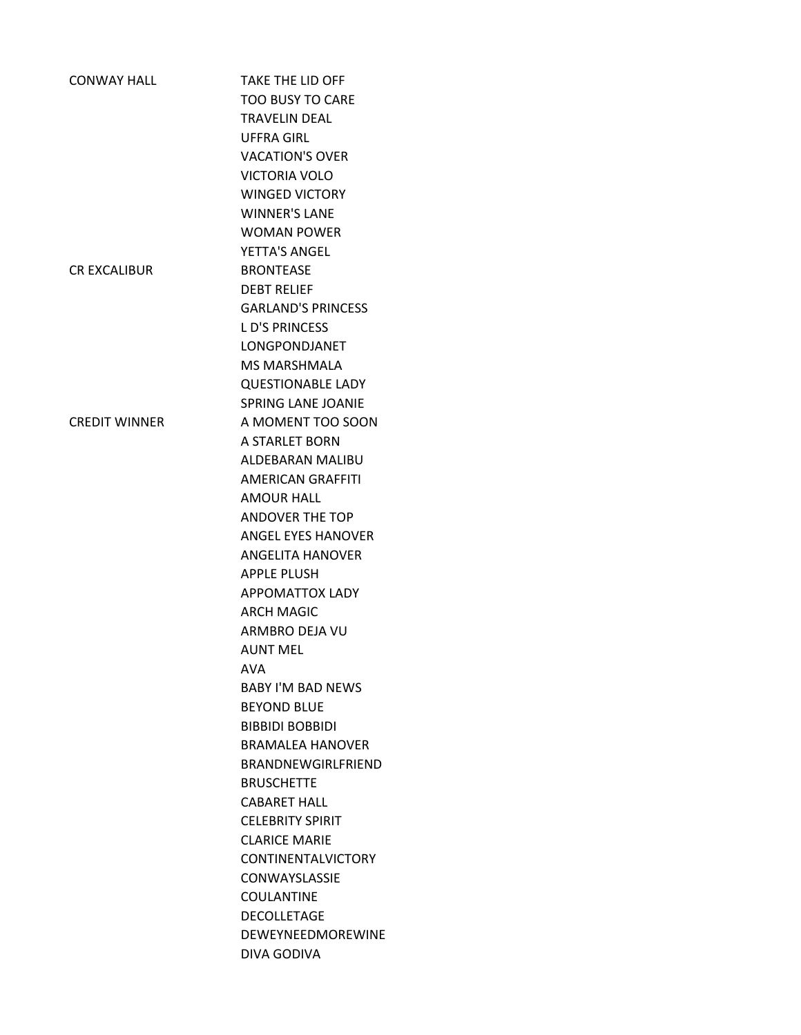| | |
|---|---|
| CONWAY HALL | TAKE THE LID OFF |
| | TOO BUSY TO CARE |
| | TRAVELIN DEAL |
| | UFFRA GIRL |
| | VACATION'S OVER |
| | VICTORIA VOLO |
| | WINGED VICTORY |
| | WINNER'S LANE |
| | WOMAN POWER |
| | YETTA'S ANGEL |
| CR EXCALIBUR | BRONTEASE |
| | DEBT RELIEF |
| | GARLAND'S PRINCESS |
| | L D'S PRINCESS |
| | LONGPONDJANET |
| | MS MARSHMALA |
| | QUESTIONABLE LADY |
| | SPRING LANE JOANIE |
| CREDIT WINNER | A MOMENT TOO SOON |
| | A STARLET BORN |
| | ALDEBARAN MALIBU |
| | AMERICAN GRAFFITI |
| | AMOUR HALL |
| | ANDOVER THE TOP |
| | ANGEL EYES HANOVER |
| | ANGELITA HANOVER |
| | APPLE PLUSH |
| | APPOMATTOX LADY |
| | ARCH MAGIC |
| | ARMBRO DEJA VU |
| | AUNT MEL |
| | AVA |
| | BABY I'M BAD NEWS |
| | BEYOND BLUE |
| | BIBBIDI BOBBIDI |
| | BRAMALEA HANOVER |
| | BRANDNEWGIRLFRIEND |
| | BRUSCHETTE |
| | CABARET HALL |
| | CELEBRITY SPIRIT |
| | CLARICE MARIE |
| | CONTINENTALVICTORY |
| | CONWAYSLASSIE |
| | COULANTINE |
| | DECOLLETAGE |
| | DEWEYNEEDMOREWINE |
| | DIVA GODIVA |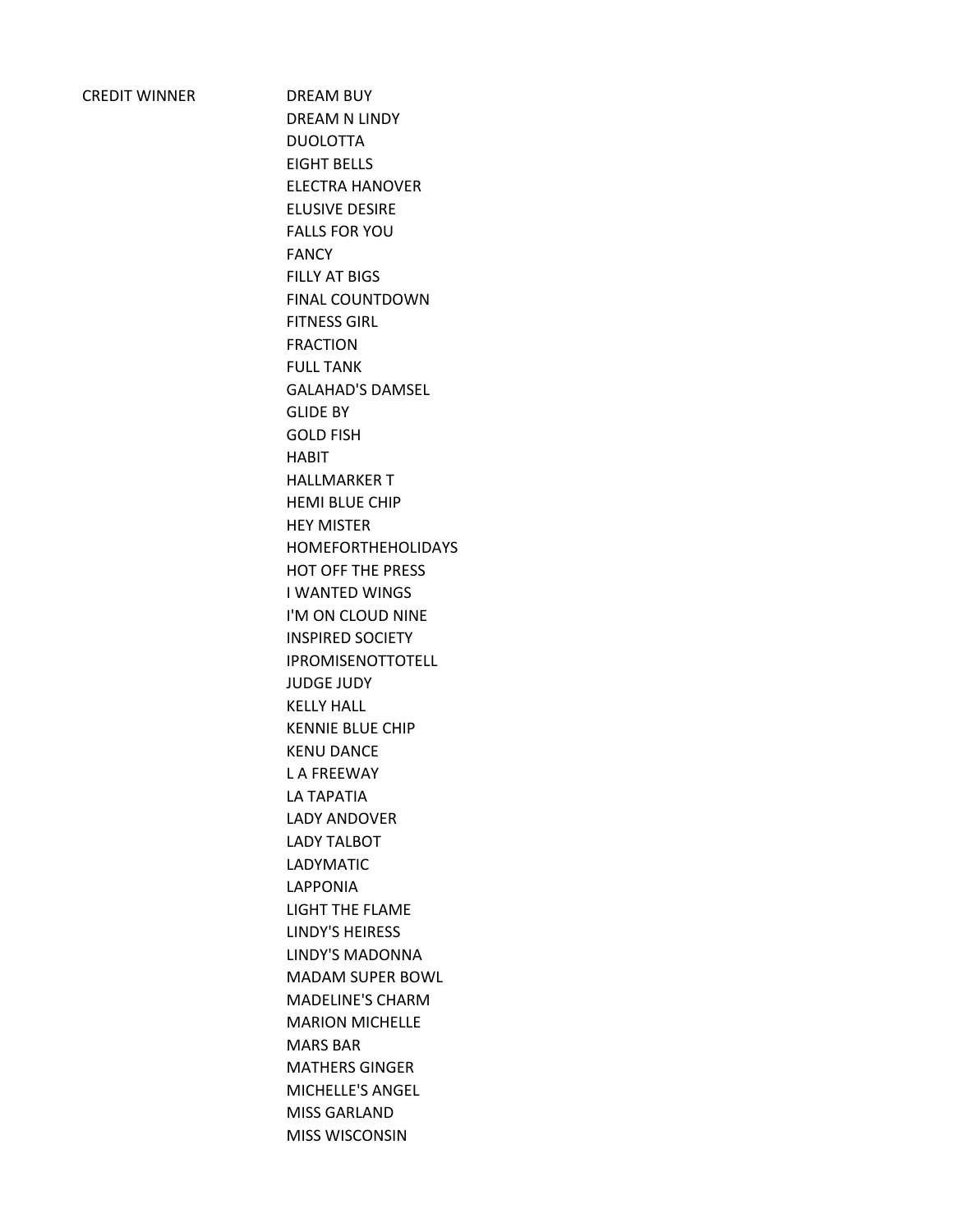| CREDIT WINNER | DREAM BUY |
|---|---|
| | DREAM N LINDY |
| | DUOLOTTA |
| | EIGHT BELLS |
| | ELECTRA HANOVER |
| | ELUSIVE DESIRE |
| | FALLS FOR YOU |
| | FANCY |
| | FILLY AT BIGS |
| | FINAL COUNTDOWN |
| | FITNESS GIRL |
| | FRACTION |
| | FULL TANK |
| | GALAHAD'S DAMSEL |
| | GLIDE BY |
| | GOLD FISH |
| | HABIT |
| | HALLMARKER T |
| | HEMI BLUE CHIP |
| | HEY MISTER |
| | HOMEFORTHEHOLIDAYS |
| | HOT OFF THE PRESS |
| | I WANTED WINGS |
| | I'M ON CLOUD NINE |
| | INSPIRED SOCIETY |
| | IPROMISENOTTOTELL |
| | JUDGE JUDY |
| | KELLY HALL |
| | KENNIE BLUE CHIP |
| | KENU DANCE |
| | L A FREEWAY |
| | LA TAPATIA |
| | LADY ANDOVER |
| | LADY TALBOT |
| | LADYMATIC |
| | LAPPONIA |
| | LIGHT THE FLAME |
| | LINDY'S HEIRESS |
| | LINDY'S MADONNA |
| | MADAM SUPER BOWL |
| | MADELINE'S CHARM |
| | MARION MICHELLE |
| | MARS BAR |
| | MATHERS GINGER |
| | MICHELLE'S ANGEL |
| | MISS GARLAND |
| | MISS WISCONSIN |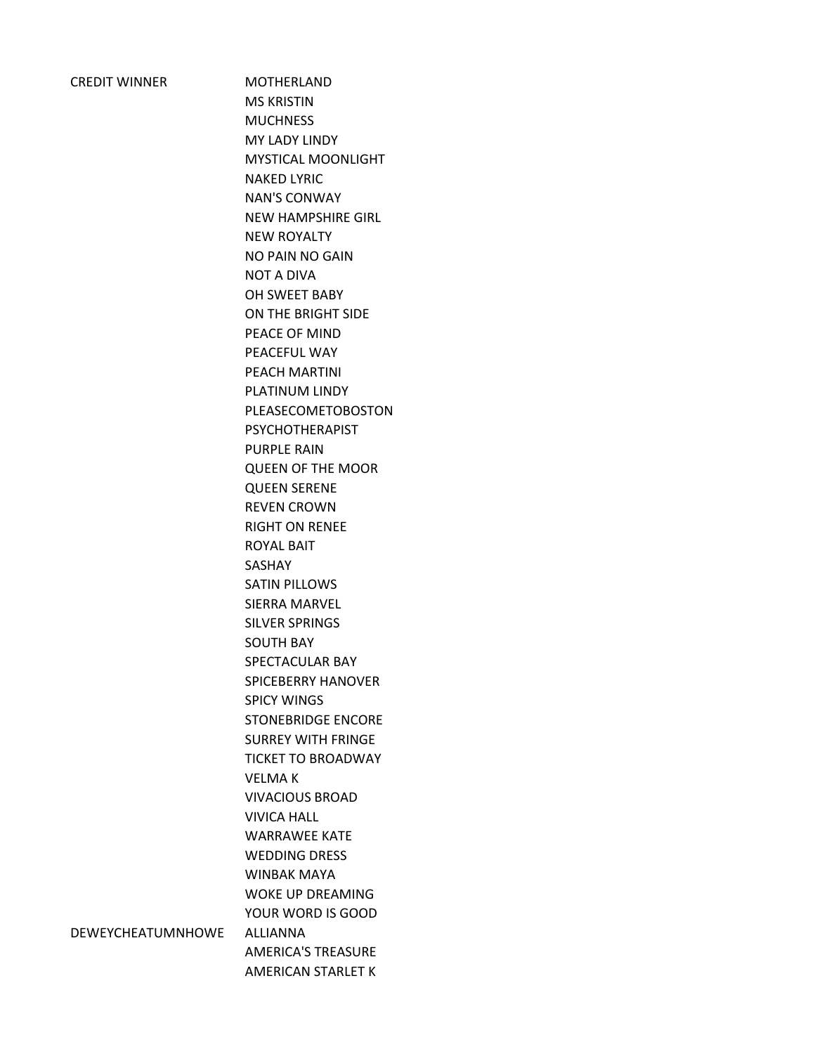| | |
|---|---|
| CREDIT WINNER | MOTHERLAND |
| | MS KRISTIN |
| | MUCHNESS |
| | MY LADY LINDY |
| | MYSTICAL MOONLIGHT |
| | NAKED LYRIC |
| | NAN'S CONWAY |
| | NEW HAMPSHIRE GIRL |
| | NEW ROYALTY |
| | NO PAIN NO GAIN |
| | NOT A DIVA |
| | OH SWEET BABY |
| | ON THE BRIGHT SIDE |
| | PEACE OF MIND |
| | PEACEFUL WAY |
| | PEACH MARTINI |
| | PLATINUM LINDY |
| | PLEASECOMETOBOSTON |
| | PSYCHOTHERAPIST |
| | PURPLE RAIN |
| | QUEEN OF THE MOOR |
| | QUEEN SERENE |
| | REVEN CROWN |
| | RIGHT ON RENEE |
| | ROYAL BAIT |
| | SASHAY |
| | SATIN PILLOWS |
| | SIERRA MARVEL |
| | SILVER SPRINGS |
| | SOUTH BAY |
| | SPECTACULAR BAY |
| | SPICEBERRY HANOVER |
| | SPICY WINGS |
| | STONEBRIDGE ENCORE |
| | SURREY WITH FRINGE |
| | TICKET TO BROADWAY |
| | VELMA K |
| | VIVACIOUS BROAD |
| | VIVICA HALL |
| | WARRAWEE KATE |
| | WEDDING DRESS |
| | WINBAK MAYA |
| | WOKE UP DREAMING |
| | YOUR WORD IS GOOD |
| DEWEYCHEATUMNHOWE | ALLIANNA |
| | AMERICA'S TREASURE |
| | AMERICAN STARLET K |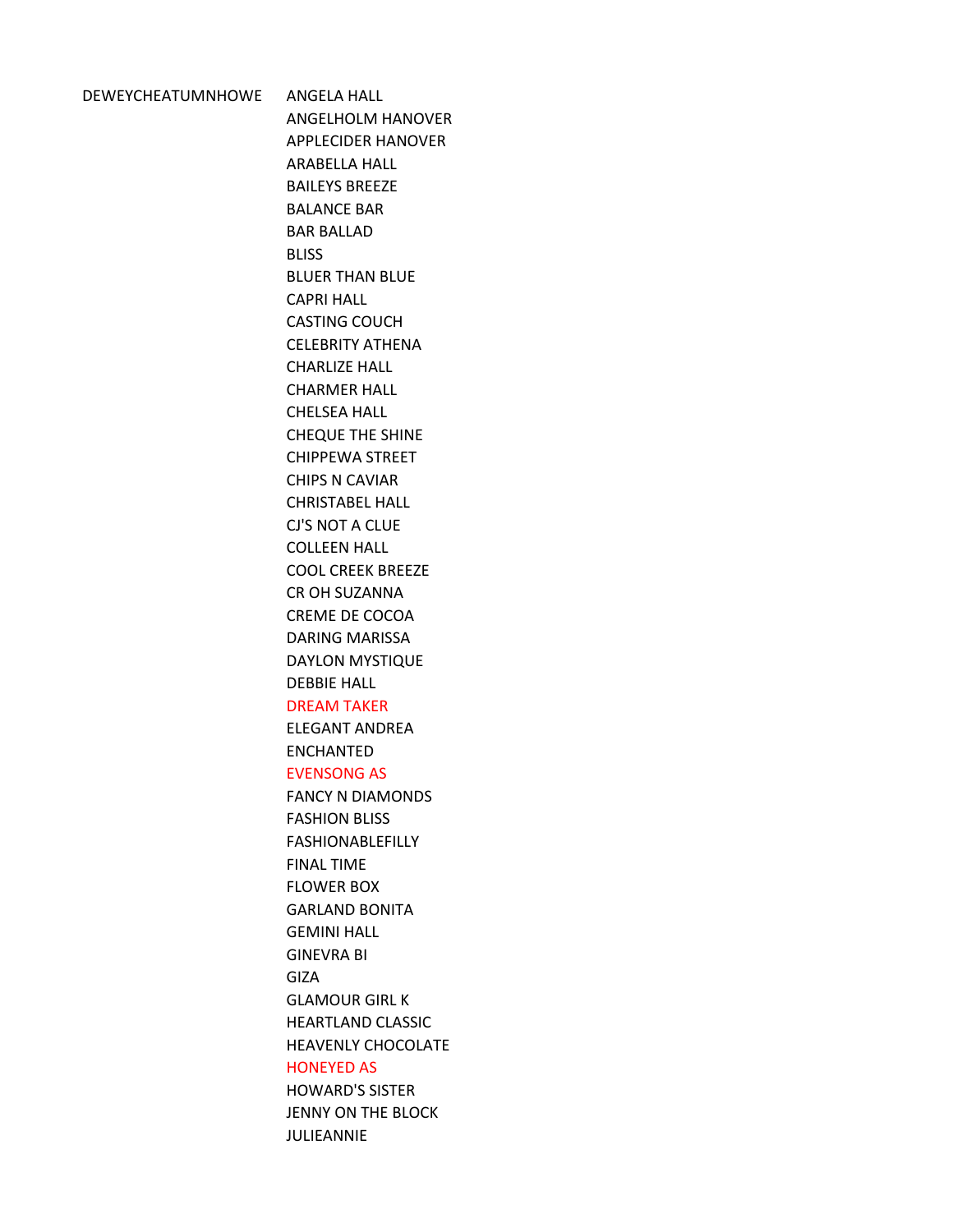| DEWEYCHEATUMNHOWE | ANGELA HALL |
|---|---|
| | ANGELHOLM HANOVER |
| | APPLECIDER HANOVER |
| | ARABELLA HALL |
| | BAILEYS BREEZE |
| | BALANCE BAR |
| | BAR BALLAD |
| | BLISS |
| | BLUER THAN BLUE |
| | CAPRI HALL |
| | CASTING COUCH |
| | CELEBRITY ATHENA |
| | CHARLIZE HALL |
| | CHARMER HALL |
| | CHELSEA HALL |
| | CHEQUE THE SHINE |
| | CHIPPEWA STREET |
| | CHIPS N CAVIAR |
| | CHRISTABEL HALL |
| | CJ'S NOT A CLUE |
| | COLLEEN HALL |
| | COOL CREEK BREEZE |
| | CR OH SUZANNA |
| | CREME DE COCOA |
| | DARING MARISSA |
| | DAYLON MYSTIQUE |
| | DEBBIE HALL |
| | DREAM TAKER |
| | ELEGANT ANDREA |
| | ENCHANTED |
| | EVENSONG AS |
| | FANCY N DIAMONDS |
| | FASHION BLISS |
| | FASHIONABLEFILLY |
| | FINAL TIME |
| | FLOWER BOX |
| | GARLAND BONITA |
| | GEMINI HALL |
| | GINEVRA BI |
| | GIZA |
| | GLAMOUR GIRL K |
| | HEARTLAND CLASSIC |
| | HEAVENLY CHOCOLATE |
| | HONEYED AS |
| | HOWARD'S SISTER |
| | JENNY ON THE BLOCK |
| | JULIEANNIE |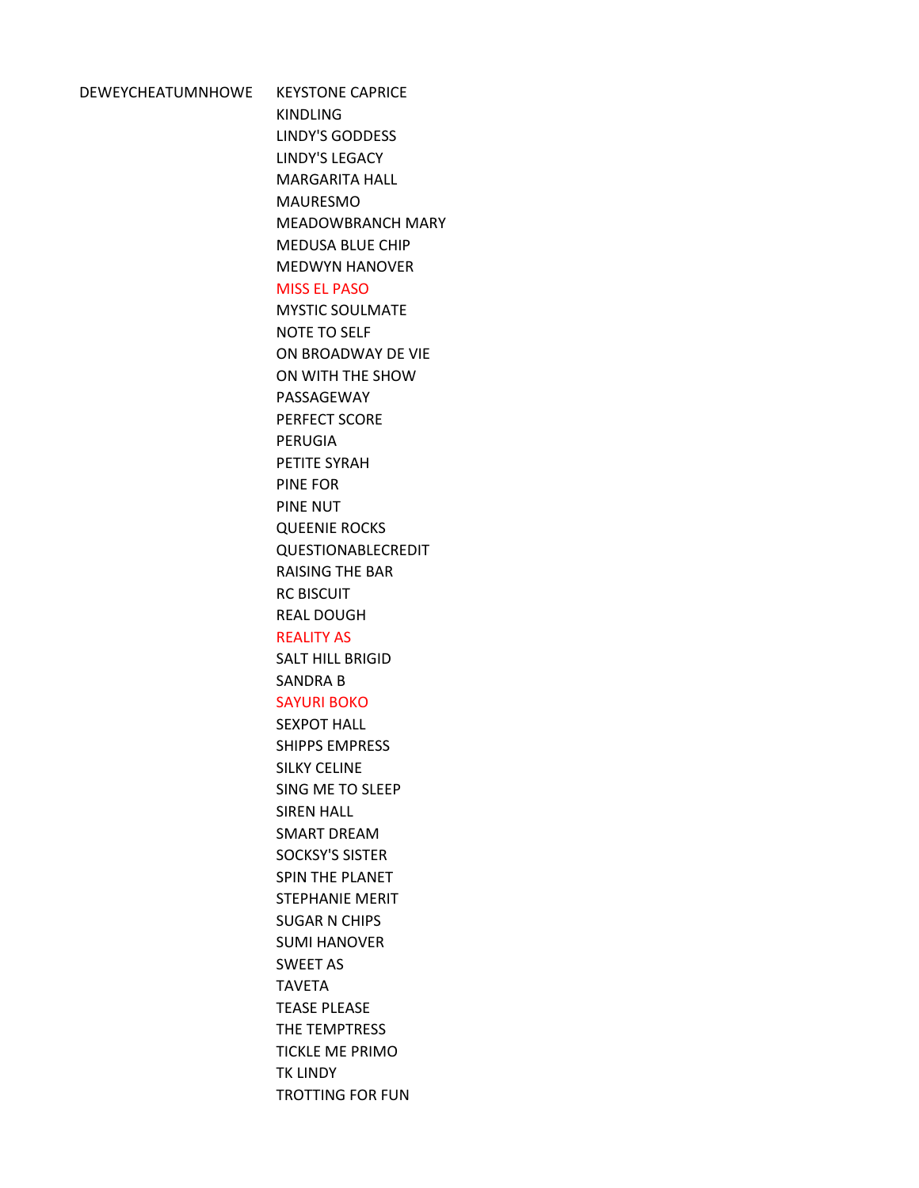| DEWEYCHEATUMNHOWE | KEYSTONE CAPRICE |
|---|---|
| | KINDLING |
| | LINDY'S GODDESS |
| | LINDY'S LEGACY |
| | MARGARITA HALL |
| | MAURESMO |
| | MEADOWBRANCH MARY |
| | MEDUSA BLUE CHIP |
| | MEDWYN HANOVER |
| | MISS EL PASO |
| | MYSTIC SOULMATE |
| | NOTE TO SELF |
| | ON BROADWAY DE VIE |
| | ON WITH THE SHOW |
| | PASSAGEWAY |
| | PERFECT SCORE |
| | PERUGIA |
| | PETITE SYRAH |
| | PINE FOR |
| | PINE NUT |
| | QUEENIE ROCKS |
| | QUESTIONABLECREDIT |
| | RAISING THE BAR |
| | RC BISCUIT |
| | REAL DOUGH |
| | REALITY AS |
| | SALT HILL BRIGID |
| | SANDRA B |
| | SAYURI BOKO |
| | SEXPOT HALL |
| | SHIPPS EMPRESS |
| | SILKY CELINE |
| | SING ME TO SLEEP |
| | SIREN HALL |
| | SMART DREAM |
| | SOCKSY'S SISTER |
| | SPIN THE PLANET |
| | STEPHANIE MERIT |
| | SUGAR N CHIPS |
| | SUMI HANOVER |
| | SWEET AS |
| | TAVETA |
| | TEASE PLEASE |
| | THE TEMPTRESS |
| | TICKLE ME PRIMO |
| | TK LINDY |
| | TROTTING FOR FUN |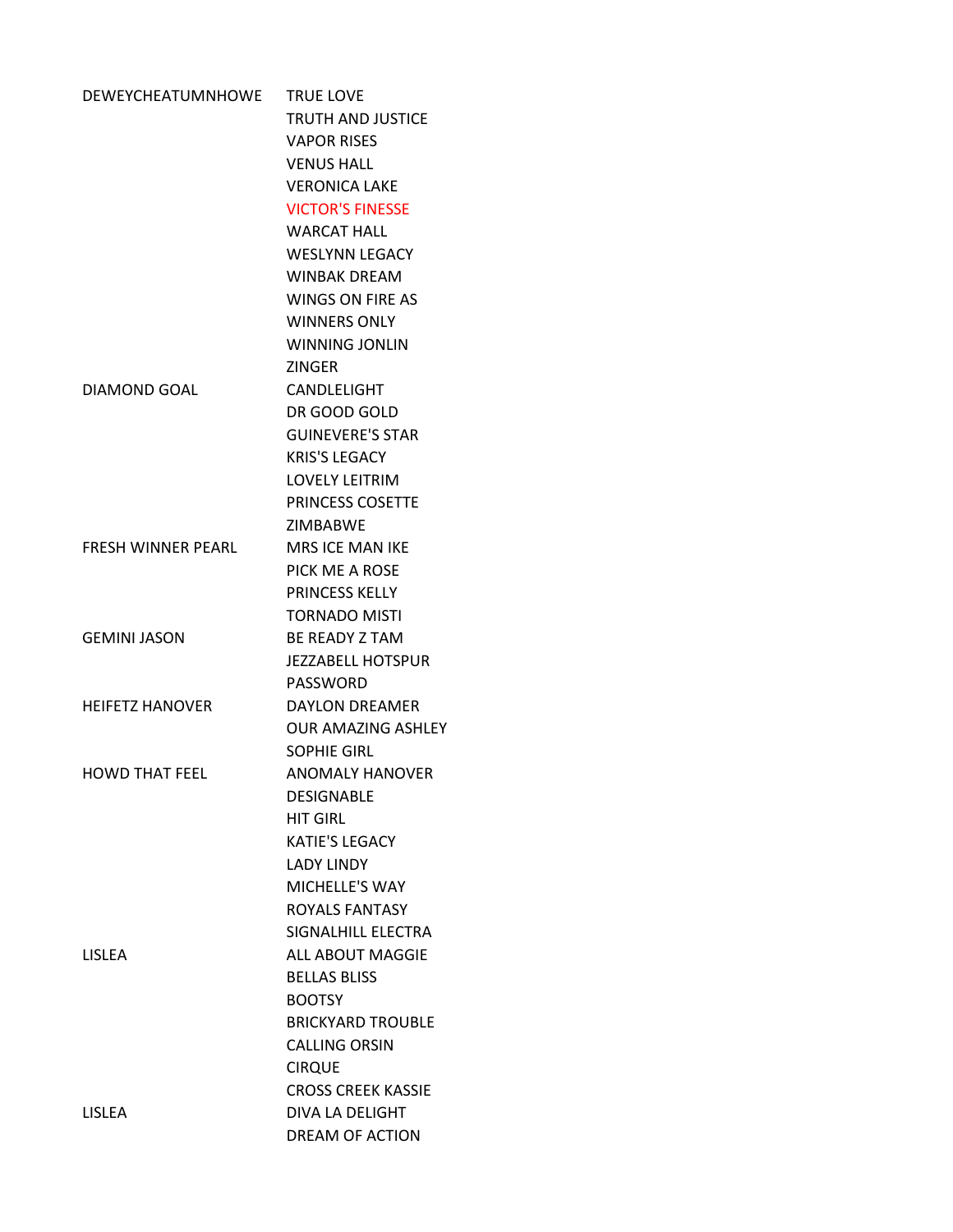| | |
|---|---|
| DEWEYCHEATUMNHOWE | TRUE LOVE |
| | TRUTH AND JUSTICE |
| | VAPOR RISES |
| | VENUS HALL |
| | VERONICA LAKE |
| | VICTOR'S FINESSE |
| | WARCAT HALL |
| | WESLYNN LEGACY |
| | WINBAK DREAM |
| | WINGS ON FIRE AS |
| | WINNERS ONLY |
| | WINNING JONLIN |
| | ZINGER |
| DIAMOND GOAL | CANDLELIGHT |
| | DR GOOD GOLD |
| | GUINEVERE'S STAR |
| | KRIS'S LEGACY |
| | LOVELY LEITRIM |
| | PRINCESS COSETTE |
| | ZIMBABWE |
| FRESH WINNER PEARL | MRS ICE MAN IKE |
| | PICK ME A ROSE |
| | PRINCESS KELLY |
| | TORNADO MISTI |
| GEMINI JASON | BE READY Z TAM |
| | JEZZABELL HOTSPUR |
| | PASSWORD |
| HEIFETZ HANOVER | DAYLON DREAMER |
| | OUR AMAZING ASHLEY |
| | SOPHIE GIRL |
| HOWD THAT FEEL | ANOMALY HANOVER |
| | DESIGNABLE |
| | HIT GIRL |
| | KATIE'S LEGACY |
| | LADY LINDY |
| | MICHELLE'S WAY |
| | ROYALS FANTASY |
| | SIGNALHILL ELECTRA |
| LISLEA | ALL ABOUT MAGGIE |
| | BELLAS BLISS |
| | BOOTSY |
| | BRICKYARD TROUBLE |
| | CALLING ORSIN |
| | CIRQUE |
| | CROSS CREEK KASSIE |
| LISLEA | DIVA LA DELIGHT |
| | DREAM OF ACTION |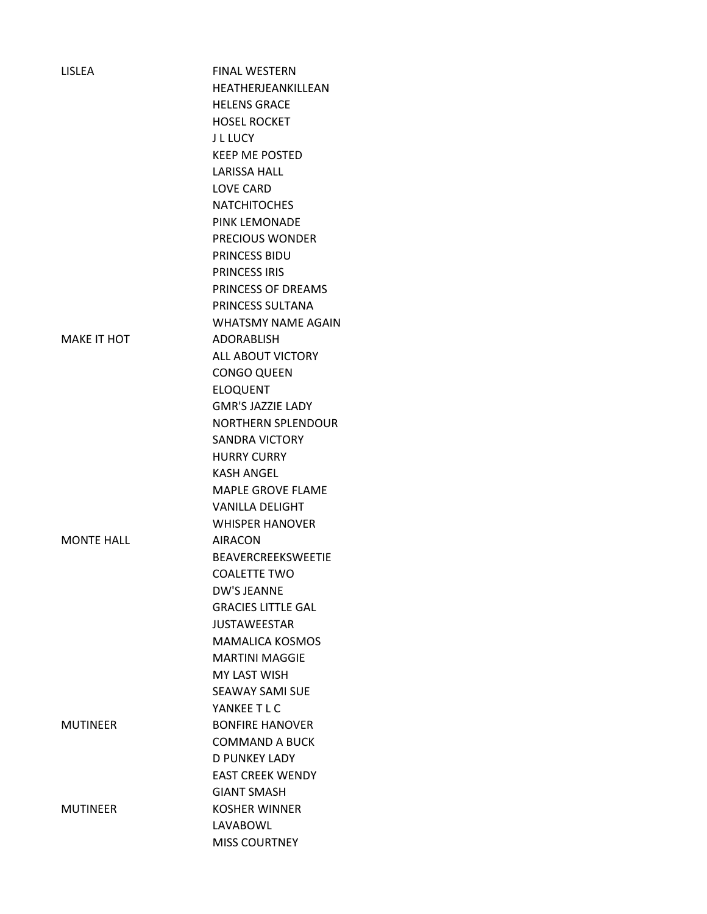| | |
|---|---|
| LISLEA | FINAL WESTERN |
| | HEATHERJEANKILLEAN |
| | HELENS GRACE |
| | HOSEL ROCKET |
| | J L LUCY |
| | KEEP ME POSTED |
| | LARISSA HALL |
| | LOVE CARD |
| | NATCHITOCHES |
| | PINK LEMONADE |
| | PRECIOUS WONDER |
| | PRINCESS BIDU |
| | PRINCESS IRIS |
| | PRINCESS OF DREAMS |
| | PRINCESS SULTANA |
| | WHATSMY NAME AGAIN |
| MAKE IT HOT | ADORABLISH |
| | ALL ABOUT VICTORY |
| | CONGO QUEEN |
| | ELOQUENT |
| | GMR'S JAZZIE LADY |
| | NORTHERN SPLENDOUR |
| | SANDRA VICTORY |
| | HURRY CURRY |
| | KASH ANGEL |
| | MAPLE GROVE FLAME |
| | VANILLA DELIGHT |
| | WHISPER HANOVER |
| MONTE HALL | AIRACON |
| | BEAVERCREEKSWEETIE |
| | COALETTE TWO |
| | DW'S JEANNE |
| | GRACIES LITTLE GAL |
| | JUSTAWEESTAR |
| | MAMALICA KOSMOS |
| | MARTINI MAGGIE |
| | MY LAST WISH |
| | SEAWAY SAMI SUE |
| | YANKEE T L C |
| MUTINEER | BONFIRE HANOVER |
| | COMMAND A BUCK |
| | D PUNKEY LADY |
| | EAST CREEK WENDY |
| | GIANT SMASH |
| MUTINEER | KOSHER WINNER |
| | LAVABOWL |
| | MISS COURTNEY |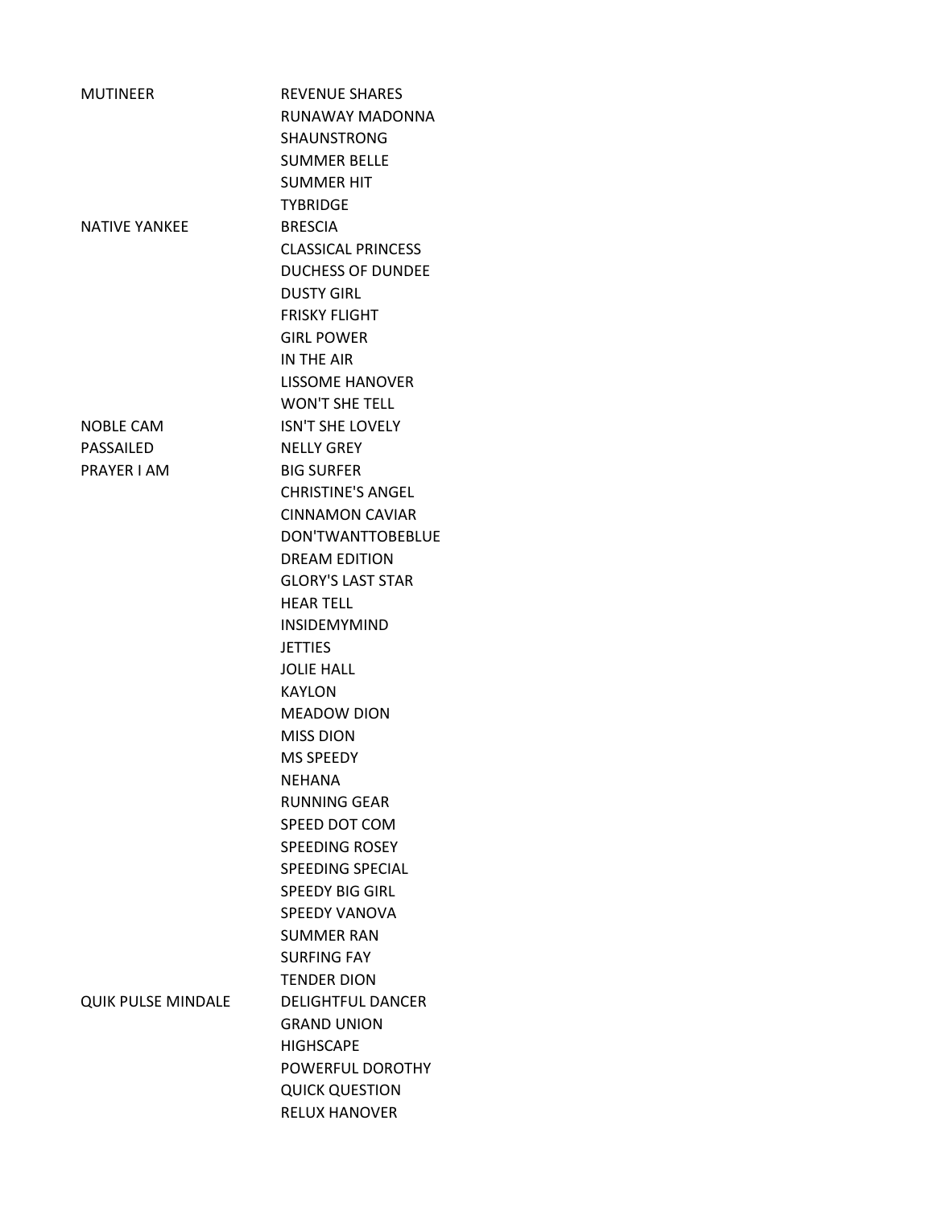| | |
|---|---|
| MUTINEER | REVENUE SHARES |
| | RUNAWAY MADONNA |
| | SHAUNSTRONG |
| | SUMMER BELLE |
| | SUMMER HIT |
| | TYBRIDGE |
| NATIVE YANKEE | BRESCIA |
| | CLASSICAL PRINCESS |
| | DUCHESS OF DUNDEE |
| | DUSTY GIRL |
| | FRISKY FLIGHT |
| | GIRL POWER |
| | IN THE AIR |
| | LISSOME HANOVER |
| | WON'T SHE TELL |
| NOBLE CAM | ISN'T SHE LOVELY |
| PASSAILED | NELLY GREY |
| PRAYER I AM | BIG SURFER |
| | CHRISTINE'S ANGEL |
| | CINNAMON CAVIAR |
| | DON'TWANTTOBEBLUE |
| | DREAM EDITION |
| | GLORY'S LAST STAR |
| | HEAR TELL |
| | INSIDEMYMIND |
| | JETTIES |
| | JOLIE HALL |
| | KAYLON |
| | MEADOW DION |
| | MISS DION |
| | MS SPEEDY |
| | NEHANA |
| | RUNNING GEAR |
| | SPEED DOT COM |
| | SPEEDING ROSEY |
| | SPEEDING SPECIAL |
| | SPEEDY BIG GIRL |
| | SPEEDY VANOVA |
| | SUMMER RAN |
| | SURFING FAY |
| | TENDER DION |
| QUIK PULSE MINDALE | DELIGHTFUL DANCER |
| | GRAND UNION |
| | HIGHSCAPE |
| | POWERFUL DOROTHY |
| | QUICK QUESTION |
| | RELUX HANOVER |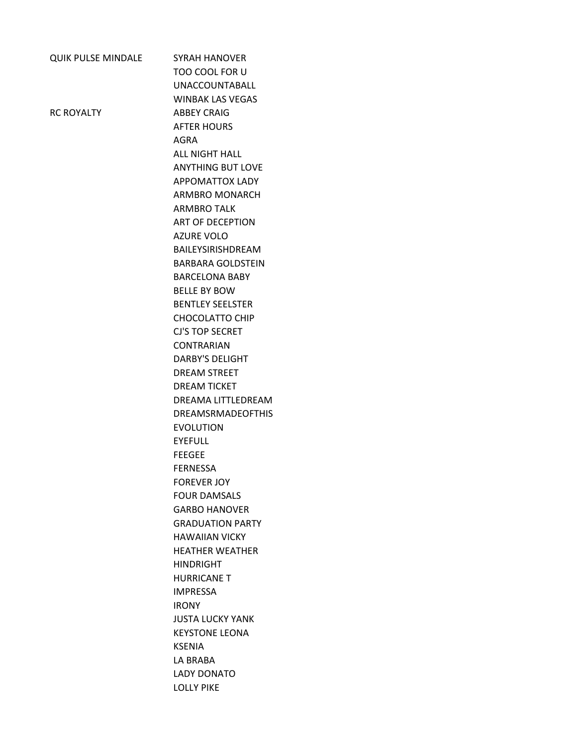| | |
|---|---|
| QUIK PULSE MINDALE | SYRAH HANOVER |
| | TOO COOL FOR U |
| | UNACCOUNTABALL |
| | WINBAK LAS VEGAS |
| RC ROYALTY | ABBEY CRAIG |
| | AFTER HOURS |
| | AGRA |
| | ALL NIGHT HALL |
| | ANYTHING BUT LOVE |
| | APPOMATTOX LADY |
| | ARMBRO MONARCH |
| | ARMBRO TALK |
| | ART OF DECEPTION |
| | AZURE VOLO |
| | BAILEYSIRISHDREAM |
| | BARBARA GOLDSTEIN |
| | BARCELONA BABY |
| | BELLE BY BOW |
| | BENTLEY SEELSTER |
| | CHOCOLATTO CHIP |
| | CJ'S TOP SECRET |
| | CONTRARIAN |
| | DARBY'S DELIGHT |
| | DREAM STREET |
| | DREAM TICKET |
| | DREAMA LITTLEDREAM |
| | DREAMSRMADEOFTHIS |
| | EVOLUTION |
| | EYEFULL |
| | FEEGEE |
| | FERNESSA |
| | FOREVER JOY |
| | FOUR DAMSALS |
| | GARBO HANOVER |
| | GRADUATION PARTY |
| | HAWAIIAN VICKY |
| | HEATHER WEATHER |
| | HINDRIGHT |
| | HURRICANE T |
| | IMPRESSA |
| | IRONY |
| | JUSTA LUCKY YANK |
| | KEYSTONE LEONA |
| | KSENIA |
| | LA BRABA |
| | LADY DONATO |
| | LOLLY PIKE |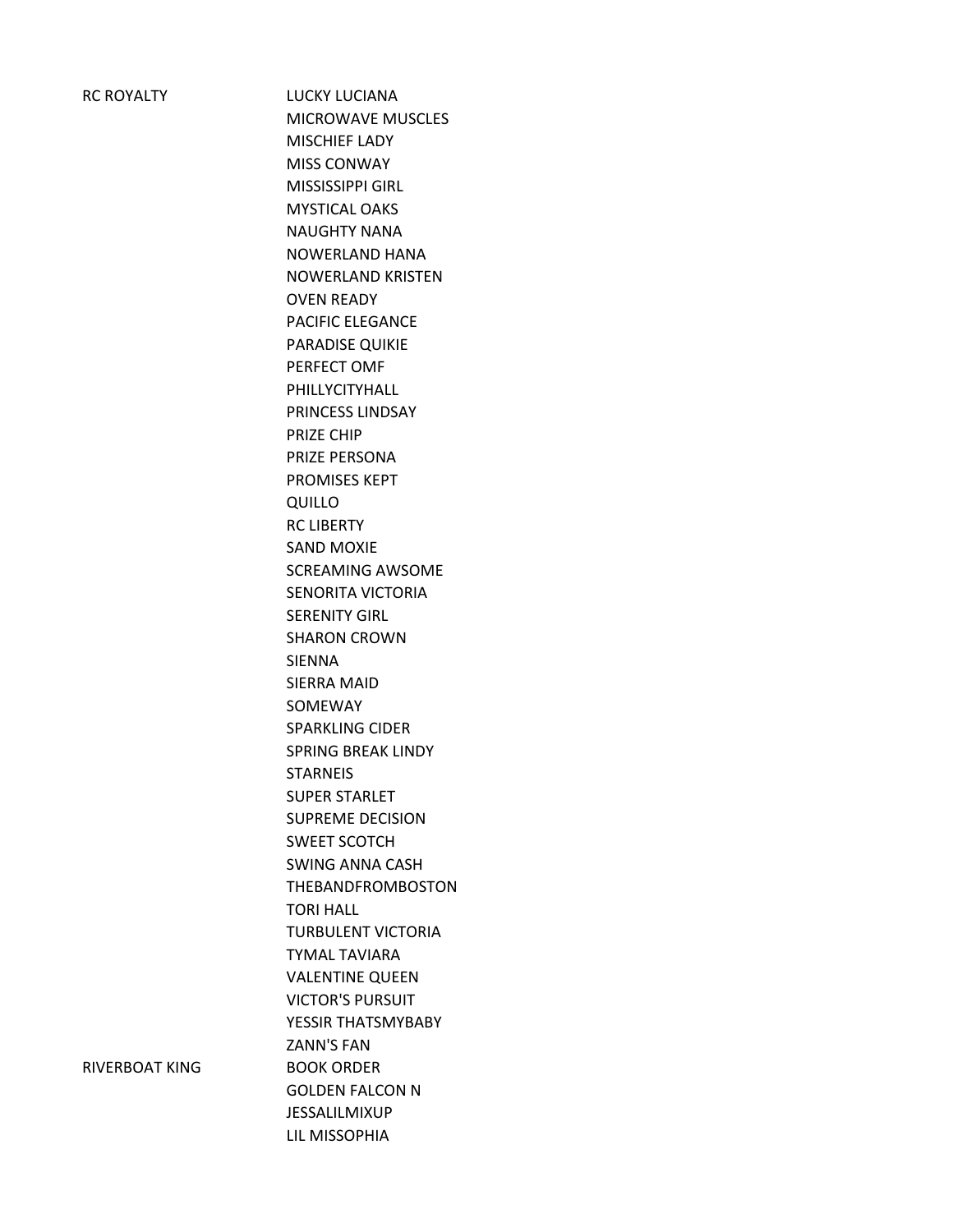| | |
|---|---|
| RC ROYALTY | LUCKY LUCIANA |
| | MICROWAVE MUSCLES |
| | MISCHIEF LADY |
| | MISS CONWAY |
| | MISSISSIPPI GIRL |
| | MYSTICAL OAKS |
| | NAUGHTY NANA |
| | NOWERLAND HANA |
| | NOWERLAND KRISTEN |
| | OVEN READY |
| | PACIFIC ELEGANCE |
| | PARADISE QUIKIE |
| | PERFECT OMF |
| | PHILLYCITYHALL |
| | PRINCESS LINDSAY |
| | PRIZE CHIP |
| | PRIZE PERSONA |
| | PROMISES KEPT |
| | QUILLO |
| | RC LIBERTY |
| | SAND MOXIE |
| | SCREAMING AWSOME |
| | SENORITA VICTORIA |
| | SERENITY GIRL |
| | SHARON CROWN |
| | SIENNA |
| | SIERRA MAID |
| | SOMEWAY |
| | SPARKLING CIDER |
| | SPRING BREAK LINDY |
| | STARNEIS |
| | SUPER STARLET |
| | SUPREME DECISION |
| | SWEET SCOTCH |
| | SWING ANNA CASH |
| | THEBANDFROMBOSTON |
| | TORI HALL |
| | TURBULENT VICTORIA |
| | TYMAL TAVIARA |
| | VALENTINE QUEEN |
| | VICTOR'S PURSUIT |
| | YESSIR THATSMYBABY |
| | ZANN'S FAN |
| RIVERBOAT KING | BOOK ORDER |
| | GOLDEN FALCON N |
| | JESSALILMIXUP |
| | LIL MISSOPHIA |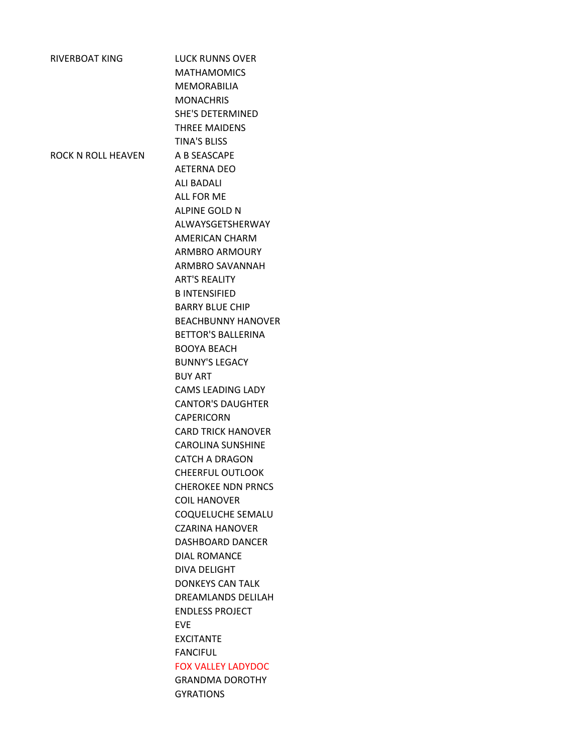| | |
|---|---|
| RIVERBOAT KING | LUCK RUNNS OVER |
| | MATHAMOMICS |
| | MEMORABILIA |
| | MONACHRIS |
| | SHE'S DETERMINED |
| | THREE MAIDENS |
| | TINA'S BLISS |
| ROCK N ROLL HEAVEN | A B SEASCAPE |
| | AETERNA DEO |
| | ALI BADALI |
| | ALL FOR ME |
| | ALPINE GOLD N |
| | ALWAYSGETSHERWAY |
| | AMERICAN CHARM |
| | ARMBRO ARMOURY |
| | ARMBRO SAVANNAH |
| | ART'S REALITY |
| | B INTENSIFIED |
| | BARRY BLUE CHIP |
| | BEACHBUNNY HANOVER |
| | BETTOR'S BALLERINA |
| | BOOYA BEACH |
| | BUNNY'S LEGACY |
| | BUY ART |
| | CAMS LEADING LADY |
| | CANTOR'S DAUGHTER |
| | CAPERICORN |
| | CARD TRICK HANOVER |
| | CAROLINA SUNSHINE |
| | CATCH A DRAGON |
| | CHEERFUL OUTLOOK |
| | CHEROKEE NDN PRNCS |
| | COIL HANOVER |
| | COQUELUCHE SEMALU |
| | CZARINA HANOVER |
| | DASHBOARD DANCER |
| | DIAL ROMANCE |
| | DIVA DELIGHT |
| | DONKEYS CAN TALK |
| | DREAMLANDS DELILAH |
| | ENDLESS PROJECT |
| | EVE |
| | EXCITANTE |
| | FANCIFUL |
| | FOX VALLEY LADYDOC |
| | GRANDMA DOROTHY |
| | GYRATIONS |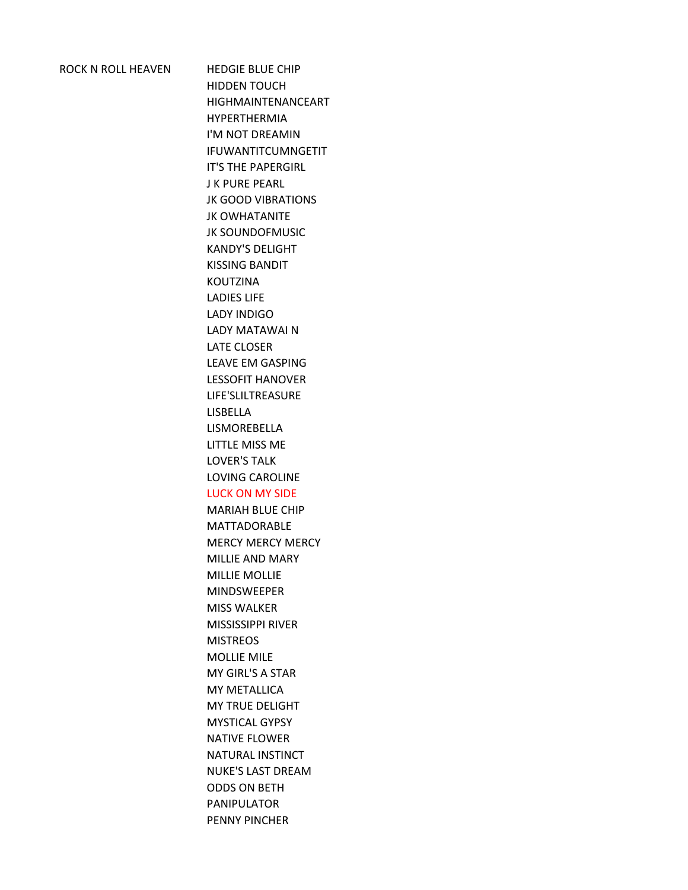| ROCK N ROLL HEAVEN | HEDGIE BLUE CHIP |
| --- | --- |
| | HIDDEN TOUCH |
| | HIGHMAINTENANCEART |
| | HYPERTHERMIA |
| | I'M NOT DREAMIN |
| | IFUWANTITCUMNGETIT |
| | IT'S THE PAPERGIRL |
| | J K PURE PEARL |
| | JK GOOD VIBRATIONS |
| | JK OWHATANITE |
| | JK SOUNDOFMUSIC |
| | KANDY'S DELIGHT |
| | KISSING BANDIT |
| | KOUTZINA |
| | LADIES LIFE |
| | LADY INDIGO |
| | LADY MATAWAI N |
| | LATE CLOSER |
| | LEAVE EM GASPING |
| | LESSOFIT HANOVER |
| | LIFE'SLILTREASURE |
| | LISBELLA |
| | LISMOREBELLA |
| | LITTLE MISS ME |
| | LOVER'S TALK |
| | LOVING CAROLINE |
| | LUCK ON MY SIDE |
| | MARIAH BLUE CHIP |
| | MATTADORABLE |
| | MERCY MERCY MERCY |
| | MILLIE AND MARY |
| | MILLIE MOLLIE |
| | MINDSWEEPER |
| | MISS WALKER |
| | MISSISSIPPI RIVER |
| | MISTREOS |
| | MOLLIE MILE |
| | MY GIRL'S A STAR |
| | MY METALLICA |
| | MY TRUE DELIGHT |
| | MYSTICAL GYPSY |
| | NATIVE FLOWER |
| | NATURAL INSTINCT |
| | NUKE'S LAST DREAM |
| | ODDS ON BETH |
| | PANIPULATOR |
| | PENNY PINCHER |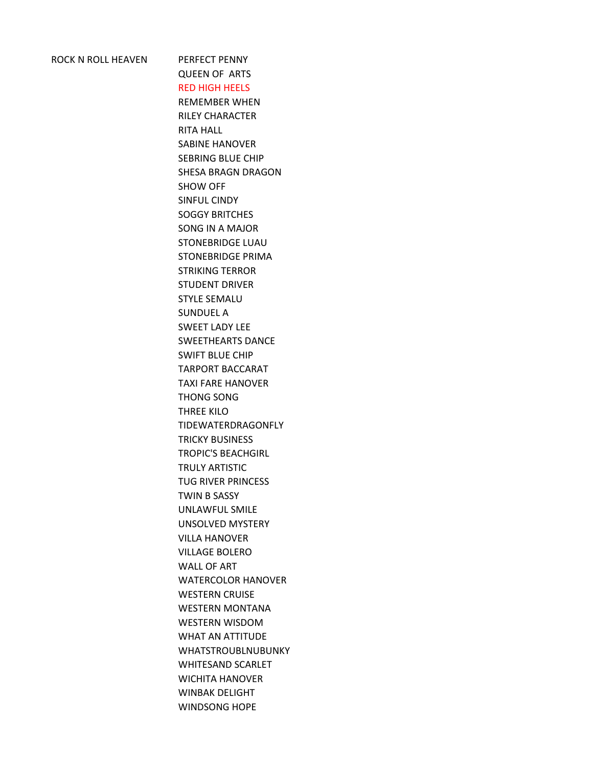| ROCK N ROLL HEAVEN | PERFECT PENNY |
|---|---|
| | QUEEN OF  ARTS |
| | RED HIGH HEELS |
| | REMEMBER WHEN |
| | RILEY CHARACTER |
| | RITA HALL |
| | SABINE HANOVER |
| | SEBRING BLUE CHIP |
| | SHESA BRAGN DRAGON |
| | SHOW OFF |
| | SINFUL CINDY |
| | SOGGY BRITCHES |
| | SONG IN A MAJOR |
| | STONEBRIDGE LUAU |
| | STONEBRIDGE PRIMA |
| | STRIKING TERROR |
| | STUDENT DRIVER |
| | STYLE SEMALU |
| | SUNDUEL A |
| | SWEET LADY LEE |
| | SWEETHEARTS DANCE |
| | SWIFT BLUE CHIP |
| | TARPORT BACCARAT |
| | TAXI FARE HANOVER |
| | THONG SONG |
| | THREE KILO |
| | TIDEWATERDRAGONFLY |
| | TRICKY BUSINESS |
| | TROPIC'S BEACHGIRL |
| | TRULY ARTISTIC |
| | TUG RIVER PRINCESS |
| | TWIN B SASSY |
| | UNLAWFUL SMILE |
| | UNSOLVED MYSTERY |
| | VILLA HANOVER |
| | VILLAGE BOLERO |
| | WALL OF ART |
| | WATERCOLOR HANOVER |
| | WESTERN CRUISE |
| | WESTERN MONTANA |
| | WESTERN WISDOM |
| | WHAT AN ATTITUDE |
| | WHATSTROUBLNUBUNKY |
| | WHITESAND SCARLET |
| | WICHITA HANOVER |
| | WINBAK DELIGHT |
| | WINDSONG HOPE |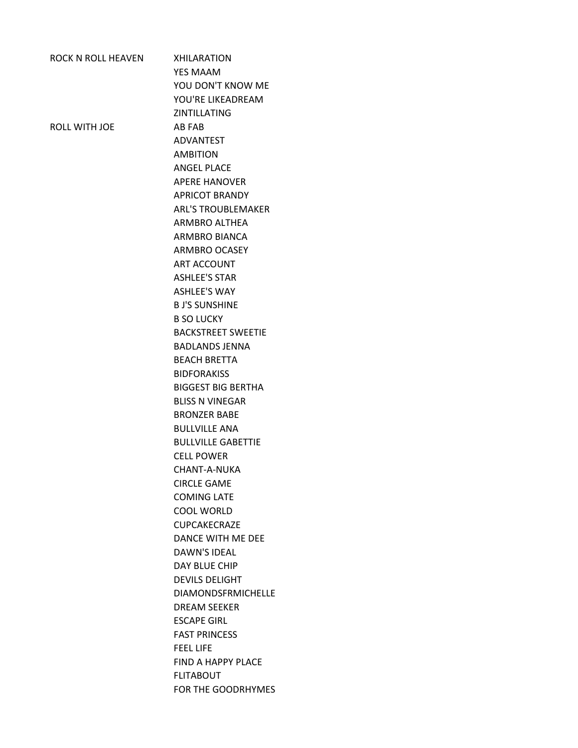| | |
|---|---|
| ROCK N ROLL HEAVEN | XHILARATION |
| | YES MAAM |
| | YOU DON'T KNOW ME |
| | YOU'RE LIKEADREAM |
| | ZINTILLATING |
| ROLL WITH JOE | AB FAB |
| | ADVANTEST |
| | AMBITION |
| | ANGEL PLACE |
| | APERE HANOVER |
| | APRICOT BRANDY |
| | ARL'S TROUBLEMAKER |
| | ARMBRO ALTHEA |
| | ARMBRO BIANCA |
| | ARMBRO OCASEY |
| | ART ACCOUNT |
| | ASHLEE'S STAR |
| | ASHLEE'S WAY |
| | B J'S SUNSHINE |
| | B SO LUCKY |
| | BACKSTREET SWEETIE |
| | BADLANDS JENNA |
| | BEACH BRETTA |
| | BIDFORAKISS |
| | BIGGEST BIG BERTHA |
| | BLISS N VINEGAR |
| | BRONZER BABE |
| | BULLVILLE ANA |
| | BULLVILLE GABETTIE |
| | CELL POWER |
| | CHANT-A-NUKA |
| | CIRCLE GAME |
| | COMING LATE |
| | COOL WORLD |
| | CUPCAKECRAZE |
| | DANCE WITH ME DEE |
| | DAWN'S IDEAL |
| | DAY BLUE CHIP |
| | DEVILS DELIGHT |
| | DIAMONDSFRMICHELLE |
| | DREAM SEEKER |
| | ESCAPE GIRL |
| | FAST PRINCESS |
| | FEEL LIFE |
| | FIND A HAPPY PLACE |
| | FLITABOUT |
| | FOR THE GOODRHYMES |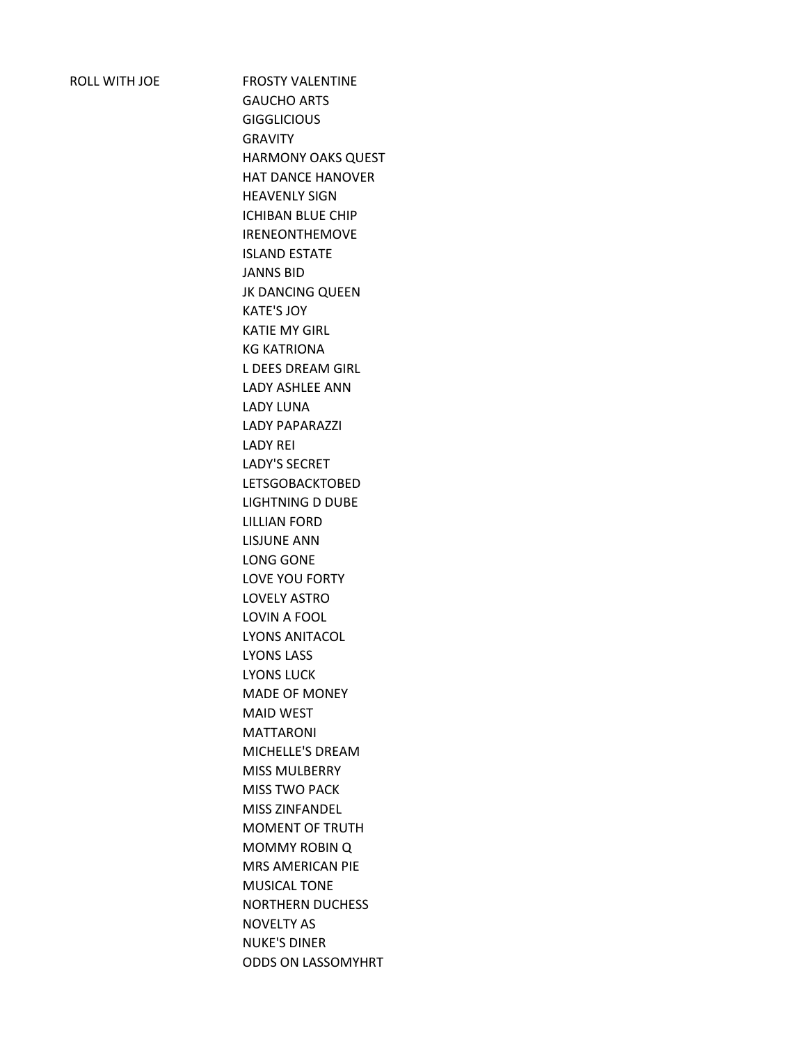| | |
|---|---|
| ROLL WITH JOE | FROSTY VALENTINE |
| | GAUCHO ARTS |
| | GIGGLICIOUS |
| | GRAVITY |
| | HARMONY OAKS QUEST |
| | HAT DANCE HANOVER |
| | HEAVENLY SIGN |
| | ICHIBAN BLUE CHIP |
| | IRENEONTHEMOVE |
| | ISLAND ESTATE |
| | JANNS BID |
| | JK DANCING QUEEN |
| | KATE'S JOY |
| | KATIE MY GIRL |
| | KG KATRIONA |
| | L DEES DREAM GIRL |
| | LADY ASHLEE ANN |
| | LADY LUNA |
| | LADY PAPARAZZI |
| | LADY REI |
| | LADY'S SECRET |
| | LETSGOBACKTOBED |
| | LIGHTNING D DUBE |
| | LILLIAN FORD |
| | LISJUNE ANN |
| | LONG GONE |
| | LOVE YOU FORTY |
| | LOVELY ASTRO |
| | LOVIN A FOOL |
| | LYONS ANITACOL |
| | LYONS LASS |
| | LYONS LUCK |
| | MADE OF MONEY |
| | MAID WEST |
| | MATTARONI |
| | MICHELLE'S DREAM |
| | MISS MULBERRY |
| | MISS TWO PACK |
| | MISS ZINFANDEL |
| | MOMENT OF TRUTH |
| | MOMMY ROBIN Q |
| | MRS AMERICAN PIE |
| | MUSICAL TONE |
| | NORTHERN DUCHESS |
| | NOVELTY AS |
| | NUKE'S DINER |
| | ODDS ON LASSOMYHRT |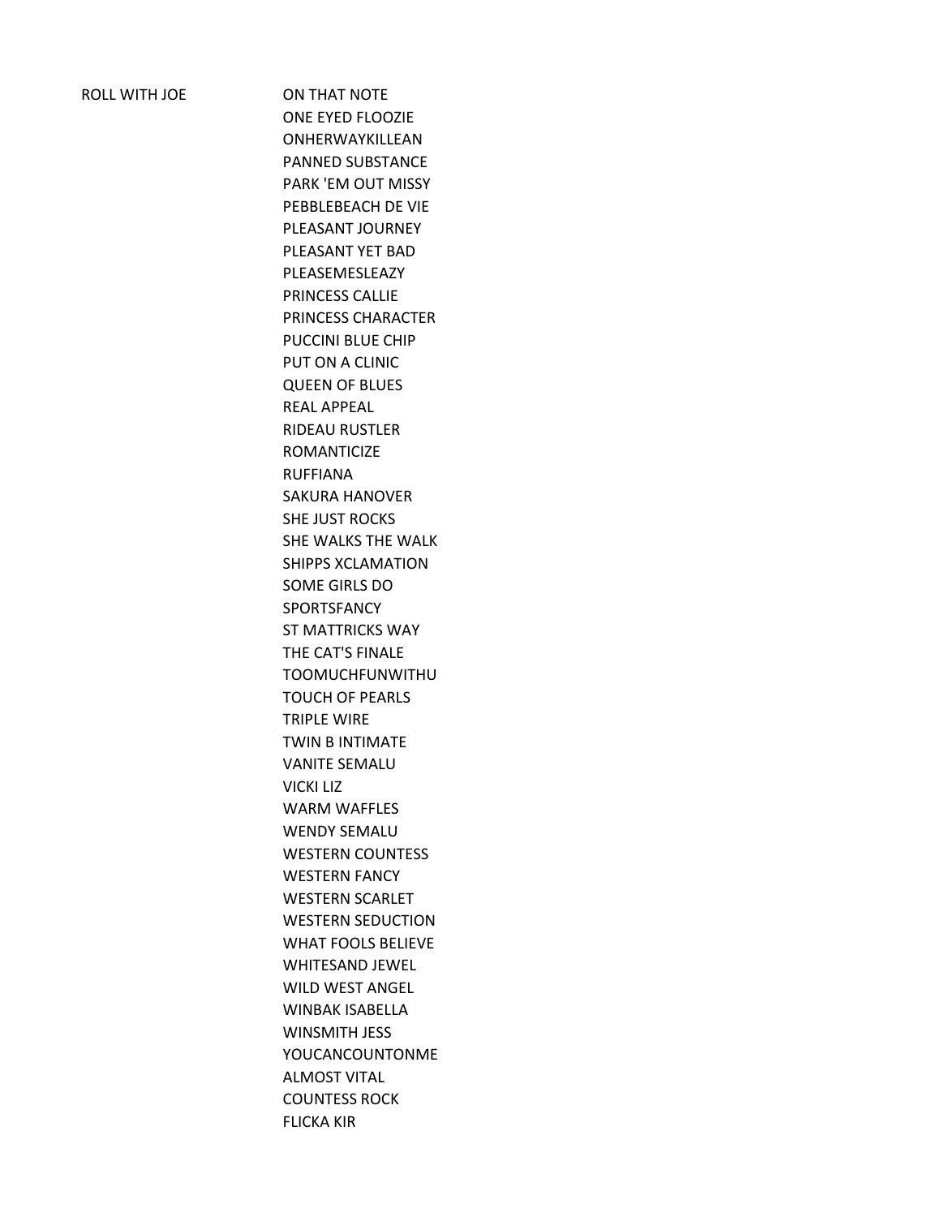| | |
|---|---|
| ROLL WITH JOE | ON THAT NOTE |
| | ONE EYED FLOOZIE |
| | ONHERWAYKILLEAN |
| | PANNED SUBSTANCE |
| | PARK 'EM OUT MISSY |
| | PEBBLEBEACH DE VIE |
| | PLEASANT JOURNEY |
| | PLEASANT YET BAD |
| | PLEASEMESLEAZY |
| | PRINCESS CALLIE |
| | PRINCESS CHARACTER |
| | PUCCINI BLUE CHIP |
| | PUT ON A CLINIC |
| | QUEEN OF BLUES |
| | REAL APPEAL |
| | RIDEAU RUSTLER |
| | ROMANTICIZE |
| | RUFFIANA |
| | SAKURA HANOVER |
| | SHE JUST ROCKS |
| | SHE WALKS THE WALK |
| | SHIPPS XCLAMATION |
| | SOME GIRLS DO |
| | SPORTSFANCY |
| | ST MATTRICKS WAY |
| | THE CAT'S FINALE |
| | TOOMUCHFUNWITHU |
| | TOUCH OF PEARLS |
| | TRIPLE WIRE |
| | TWIN B INTIMATE |
| | VANITE SEMALU |
| | VICKI LIZ |
| | WARM WAFFLES |
| | WENDY SEMALU |
| | WESTERN COUNTESS |
| | WESTERN FANCY |
| | WESTERN SCARLET |
| | WESTERN SEDUCTION |
| | WHAT FOOLS BELIEVE |
| | WHITESAND JEWEL |
| | WILD WEST ANGEL |
| | WINBAK ISABELLA |
| | WINSMITH JESS |
| | YOUCANCOUNTONME |
| | ALMOST VITAL |
| | COUNTESS ROCK |
| | FLICKA KIR |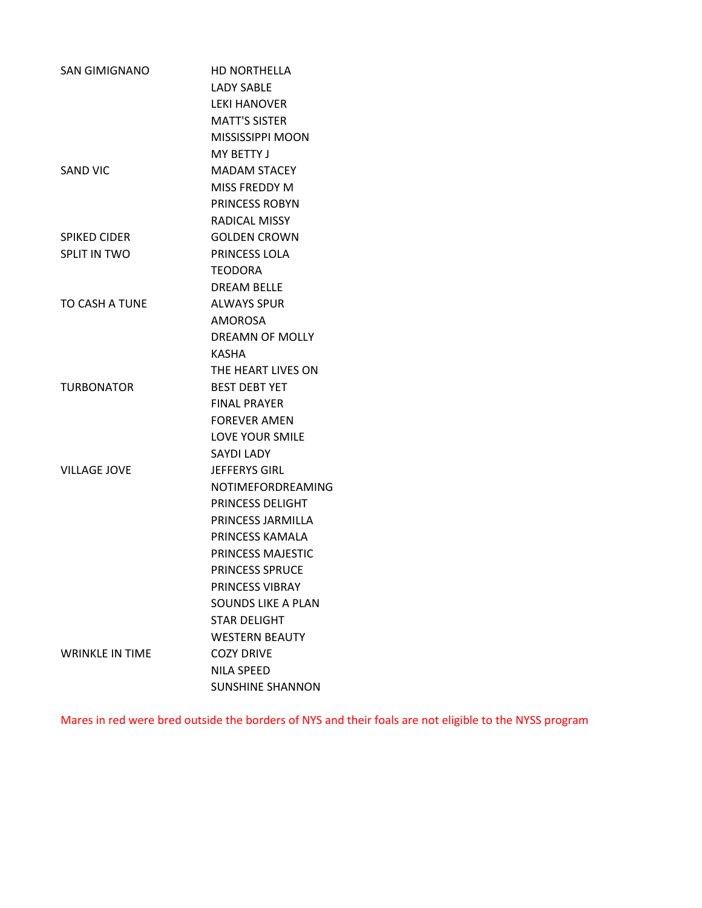| | |
|---|---|
| SAN GIMIGNANO | HD NORTHELLA |
| | LADY SABLE |
| | LEKI HANOVER |
| | MATT'S SISTER |
| | MISSISSIPPI MOON |
| | MY BETTY J |
| SAND VIC | MADAM STACEY |
| | MISS FREDDY M |
| | PRINCESS ROBYN |
| | RADICAL MISSY |
| SPIKED CIDER | GOLDEN CROWN |
| SPLIT IN TWO | PRINCESS LOLA |
| | TEODORA |
| | DREAM BELLE |
| TO CASH A TUNE | ALWAYS SPUR |
| | AMOROSA |
| | DREAMN OF MOLLY |
| | KASHA |
| | THE HEART LIVES ON |
| TURBONATOR | BEST DEBT YET |
| | FINAL PRAYER |
| | FOREVER AMEN |
| | LOVE YOUR SMILE |
| | SAYDI LADY |
| VILLAGE JOVE | JEFFERYS GIRL |
| | NOTIMEFORDREAMING |
| | PRINCESS DELIGHT |
| | PRINCESS JARMILLA |
| | PRINCESS KAMALA |
| | PRINCESS MAJESTIC |
| | PRINCESS SPRUCE |
| | PRINCESS VIBRAY |
| | SOUNDS LIKE A PLAN |
| | STAR DELIGHT |
| | WESTERN BEAUTY |
| WRINKLE IN TIME | COZY DRIVE |
| | NILA SPEED |
| | SUNSHINE SHANNON |

Mares in red were bred outside the borders of NYS and their foals are not eligible to the NYSS program